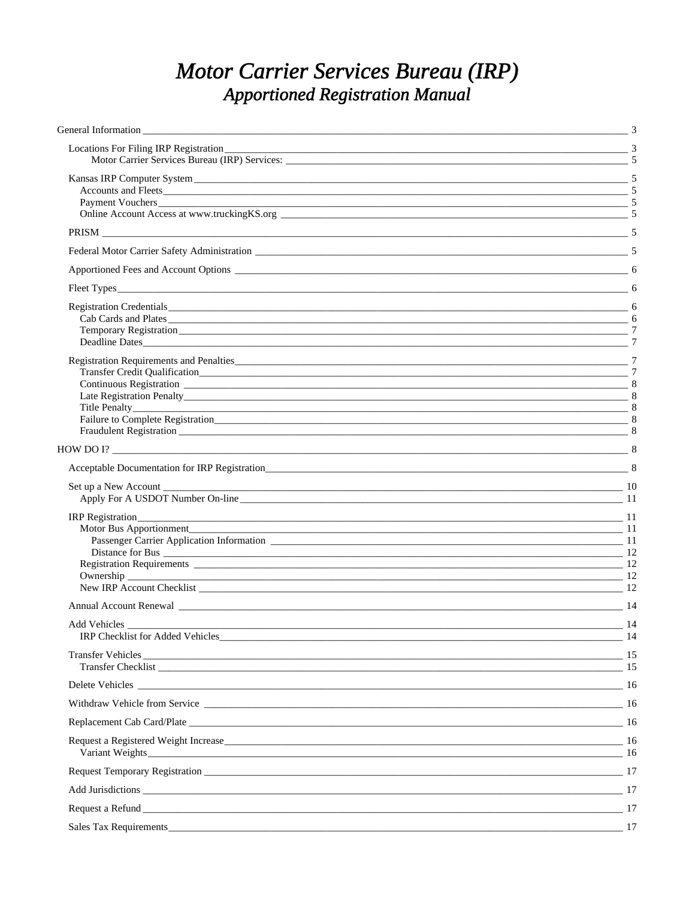# *Motor Carrier Services Bureau (IRP)*
## *Apportioned Registration Manual*

General Information — 3

- Locations For Filing IRP Registration — 3
  - Motor Carrier Services Bureau (IRP) Services: — 5
- Kansas IRP Computer System — 5
  - Accounts and Fleets — 5
  - Payment Vouchers — 5
  - Online Account Access at www.truckingKS.org — 5
- PRISM — 5
- Federal Motor Carrier Safety Administration — 5
- Apportioned Fees and Account Options — 6
- Fleet Types — 6
- Registration Credentials — 6
  - Cab Cards and Plates — 6
  - Temporary Registration — 7
  - Deadline Dates — 7
- Registration Requirements and Penalties — 7
  - Transfer Credit Qualification — 7
  - Continuous Registration — 8
  - Late Registration Penalty — 8
  - Title Penalty — 8
  - Failure to Complete Registration — 8
  - Fraudulent Registration — 8

HOW DO I? — 8

- Acceptable Documentation for IRP Registration — 8
- Set up a New Account — 10
  - Apply For A USDOT Number On-line — 11
- IRP Registration — 11
  - Motor Bus Apportionment — 11
    - Passenger Carrier Application Information — 11
    - Distance for Bus — 12
  - Registration Requirements — 12
  - Ownership — 12
  - New IRP Account Checklist — 12
- Annual Account Renewal — 14
- Add Vehicles — 14
  - IRP Checklist for Added Vehicles — 14
- Transfer Vehicles — 15
  - Transfer Checklist — 15
- Delete Vehicles — 16
- Withdraw Vehicle from Service — 16
- Replacement Cab Card/Plate — 16
- Request a Registered Weight Increase — 16
  - Variant Weights — 16
- Request Temporary Registration — 17
- Add Jurisdictions — 17
- Request a Refund — 17
- Sales Tax Requirements — 17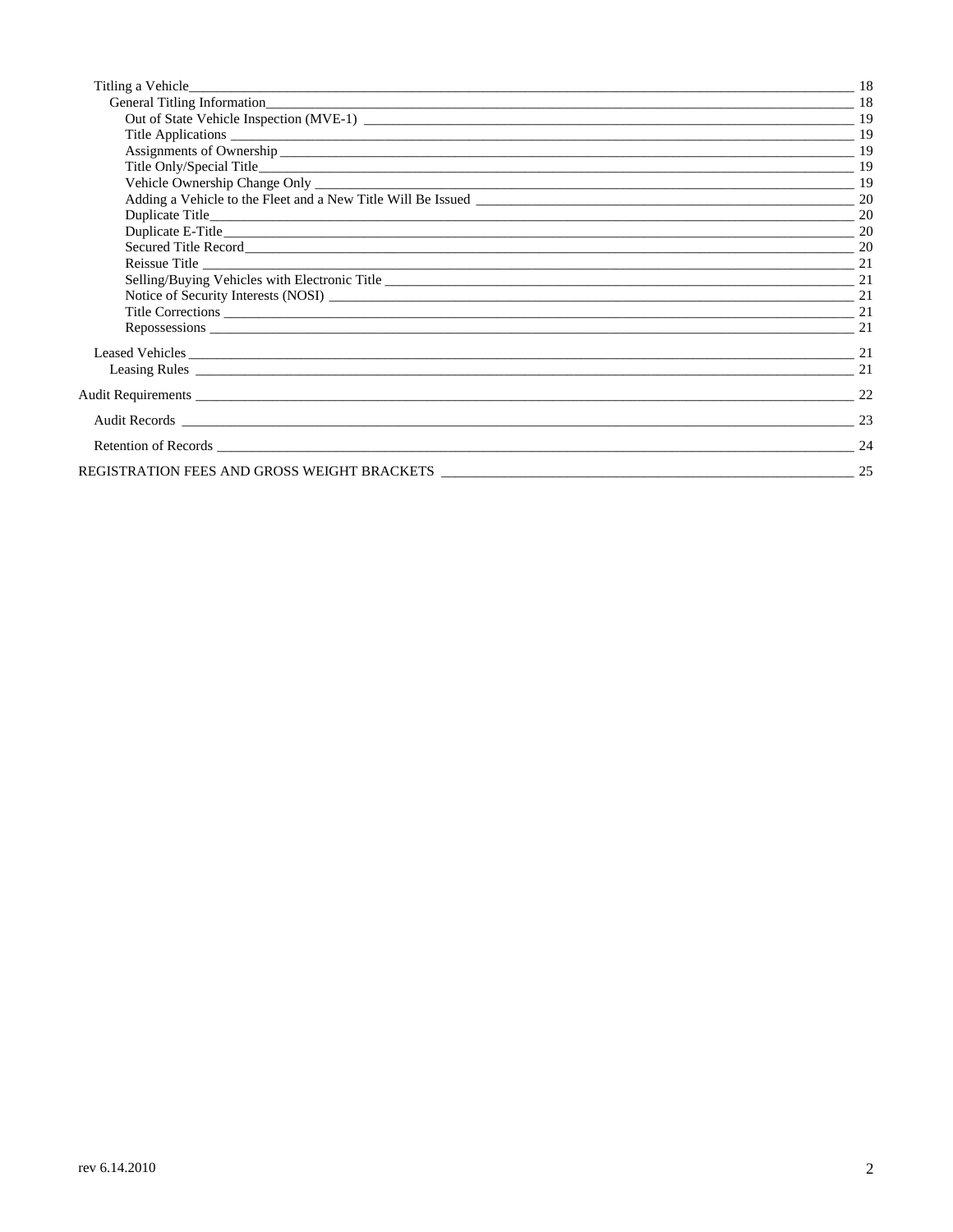- Titling a Vehicle — 18
  - General Titling Information — 18
    - Out of State Vehicle Inspection (MVE-1) — 19
    - Title Applications — 19
    - Assignments of Ownership — 19
    - Title Only/Special Title — 19
    - Vehicle Ownership Change Only — 19
    - Adding a Vehicle to the Fleet and a New Title Will Be Issued — 20
    - Duplicate Title — 20
    - Duplicate E-Title — 20
    - Secured Title Record — 20
    - Reissue Title — 21
    - Selling/Buying Vehicles with Electronic Title — 21
    - Notice of Security Interests (NOSI) — 21
    - Title Corrections — 21
    - Repossessions — 21
- Leased Vehicles — 21
  - Leasing Rules — 21

Audit Requirements — 22

- Audit Records — 23
- Retention of Records — 24

REGISTRATION FEES AND GROSS WEIGHT BRACKETS — 25

rev 6.14.2010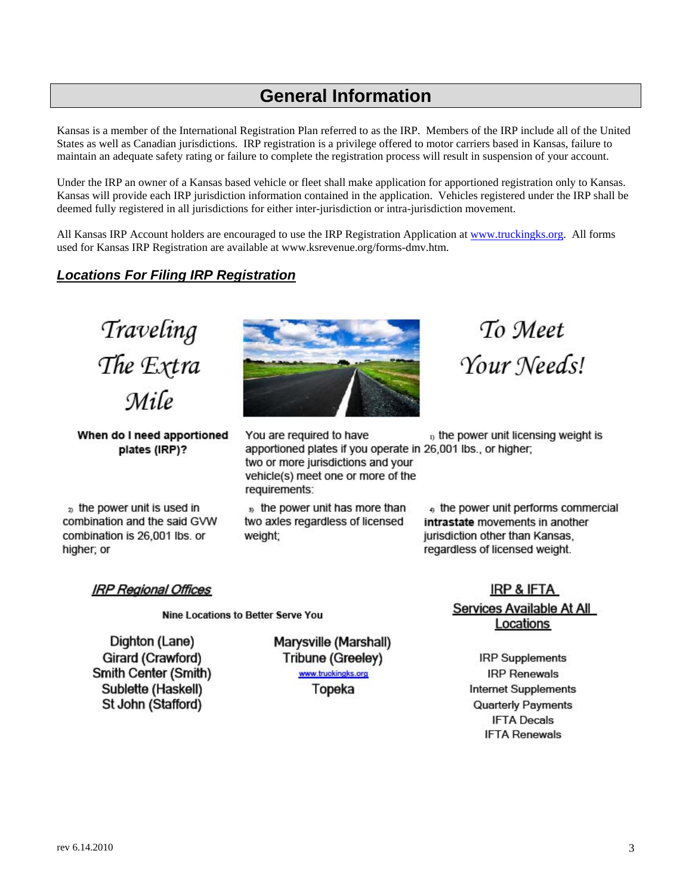# General Information

Kansas is a member of the International Registration Plan referred to as the IRP. Members of the IRP include all of the United States as well as Canadian jurisdictions. IRP registration is a privilege offered to motor carriers based in Kansas, failure to maintain an adequate safety rating or failure to complete the registration process will result in suspension of your account.

Under the IRP an owner of a Kansas based vehicle or fleet shall make application for apportioned registration only to Kansas. Kansas will provide each IRP jurisdiction information contained in the application. Vehicles registered under the IRP shall be deemed fully registered in all jurisdictions for either inter-jurisdiction or intra-jurisdiction movement.

All Kansas IRP Account holders are encouraged to use the IRP Registration Application at www.truckingks.org. All forms used for Kansas IRP Registration are available at www.ksrevenue.org/forms-dmv.htm.

## *Locations For Filing IRP Registration*

*Traveling The Extra Mile* *To Meet Your Needs!*

**When do I need apportioned plates (IRP)?**

You are required to have apportioned plates if you operate in two or more jurisdictions and your vehicle(s) meet one or more of the requirements:

1) the power unit licensing weight is 26,001 lbs., or higher;

2) the power unit is used in combination and the said GVW combination is 26,001 lbs. or higher; or

3) the power unit has more than two axles regardless of licensed weight;

4) the power unit performs commercial **intrastate** movements in another jurisdiction other than Kansas, regardless of licensed weight.

### *IRP Regional Offices*

**Nine Locations to Better Serve You**

Dighton (Lane)
Girard (Crawford)
Smith Center (Smith)
Sublette (Haskell)
St John (Stafford)
Marysville (Marshall)
Tribune (Greeley)
www.truckingks.org
Topeka

### IRP & IFTA Services Available At All Locations

IRP Supplements
IRP Renewals
Internet Supplements
Quarterly Payments
IFTA Decals
IFTA Renewals

rev 6.14.2010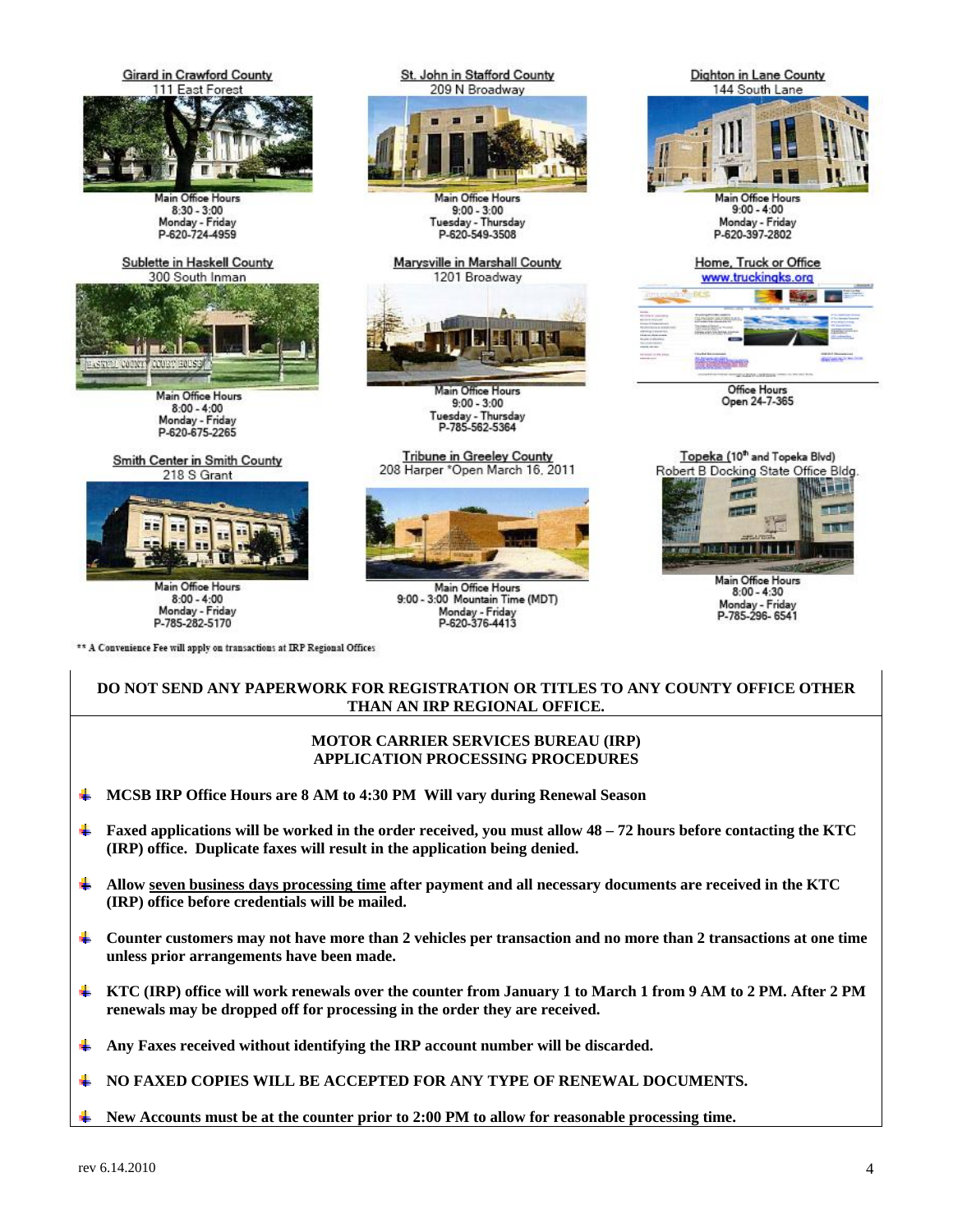Girard in Crawford County
111 East Forest

Main Office Hours
8:30 - 3:00
Monday - Friday
P-620-724-4959

St. John in Stafford County
209 N Broadway

Main Office Hours
9:00 - 3:00
Tuesday - Thursday
P-620-549-3508

Dighton in Lane County
144 South Lane

Main Office Hours
9:00 - 4:00
Monday - Friday
P-620-397-2802

Sublette in Haskell County
300 South Inman

Main Office Hours
8:00 - 4:00
Monday - Friday
P-620-675-2265

Marysville in Marshall County
1201 Broadway

Main Office Hours
9:00 - 3:00
Tuesday - Thursday
P-785-562-5364

Home, Truck or Office
www.truckingks.org

Office Hours
Open 24-7-365

Smith Center in Smith County
218 S Grant

Main Office Hours
8:00 - 4:00
Monday - Friday
P-785-282-5170

Tribune in Greeley County
208 Harper *Open March 16, 2011

Main Office Hours
9:00 - 3:00 Mountain Time (MDT)
Monday - Friday
P-620-376-4413

Topeka (10th and Topeka Blvd)
Robert B Docking State Office Bldg.

Main Office Hours
8:00 - 4:30
Monday - Friday
P-785-296- 6541

** A Convenience Fee will apply on transactions at IRP Regional Offices

**DO NOT SEND ANY PAPERWORK FOR REGISTRATION OR TITLES TO ANY COUNTY OFFICE OTHER THAN AN IRP REGIONAL OFFICE.**

**MOTOR CARRIER SERVICES BUREAU (IRP) APPLICATION PROCESSING PROCEDURES**

- **MCSB IRP Office Hours are 8 AM to 4:30 PM Will vary during Renewal Season**
- **Faxed applications will be worked in the order received, you must allow 48 – 72 hours before contacting the KTC (IRP) office. Duplicate faxes will result in the application being denied.**
- **Allow seven business days processing time after payment and all necessary documents are received in the KTC (IRP) office before credentials will be mailed.**
- **Counter customers may not have more than 2 vehicles per transaction and no more than 2 transactions at one time unless prior arrangements have been made.**
- **KTC (IRP) office will work renewals over the counter from January 1 to March 1 from 9 AM to 2 PM. After 2 PM renewals may be dropped off for processing in the order they are received.**
- **Any Faxes received without identifying the IRP account number will be discarded.**
- **NO FAXED COPIES WILL BE ACCEPTED FOR ANY TYPE OF RENEWAL DOCUMENTS.**
- **New Accounts must be at the counter prior to 2:00 PM to allow for reasonable processing time.**

rev 6.14.2010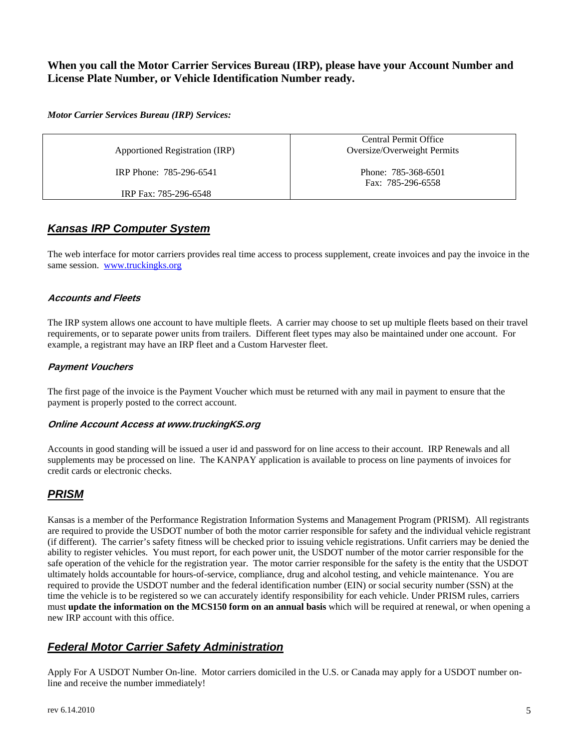**When you call the Motor Carrier Services Bureau (IRP), please have your Account Number and License Plate Number, or Vehicle Identification Number ready.**

***Motor Carrier Services Bureau (IRP) Services:***

| Apportioned Registration (IRP) | Central Permit Office<br>Oversize/Overweight Permits |
|---|---|
| IRP Phone: 785-296-6541 | Phone: 785-368-6501<br>Fax: 785-296-6558 |
| IRP Fax: 785-296-6548 | |

## ***Kansas IRP Computer System***

The web interface for motor carriers provides real time access to process supplement, create invoices and pay the invoice in the same session. [www.truckingks.org](http://www.truckingks.org)

### ***Accounts and Fleets***

The IRP system allows one account to have multiple fleets. A carrier may choose to set up multiple fleets based on their travel requirements, or to separate power units from trailers. Different fleet types may also be maintained under one account. For example, a registrant may have an IRP fleet and a Custom Harvester fleet.

### ***Payment Vouchers***

The first page of the invoice is the Payment Voucher which must be returned with any mail in payment to ensure that the payment is properly posted to the correct account.

### ***Online Account Access at www.truckingKS.org***

Accounts in good standing will be issued a user id and password for on line access to their account. IRP Renewals and all supplements may be processed on line. The KANPAY application is available to process on line payments of invoices for credit cards or electronic checks.

## ***PRISM***

Kansas is a member of the Performance Registration Information Systems and Management Program (PRISM). All registrants are required to provide the USDOT number of both the motor carrier responsible for safety and the individual vehicle registrant (if different). The carrier's safety fitness will be checked prior to issuing vehicle registrations. Unfit carriers may be denied the ability to register vehicles. You must report, for each power unit, the USDOT number of the motor carrier responsible for the safe operation of the vehicle for the registration year. The motor carrier responsible for the safety is the entity that the USDOT ultimately holds accountable for hours-of-service, compliance, drug and alcohol testing, and vehicle maintenance. You are required to provide the USDOT number and the federal identification number (EIN) or social security number (SSN) at the time the vehicle is to be registered so we can accurately identify responsibility for each vehicle. Under PRISM rules, carriers must **update the information on the MCS150 form on an annual basis** which will be required at renewal, or when opening a new IRP account with this office.

## ***Federal Motor Carrier Safety Administration***

Apply For A USDOT Number On-line. Motor carriers domiciled in the U.S. or Canada may apply for a USDOT number on-line and receive the number immediately!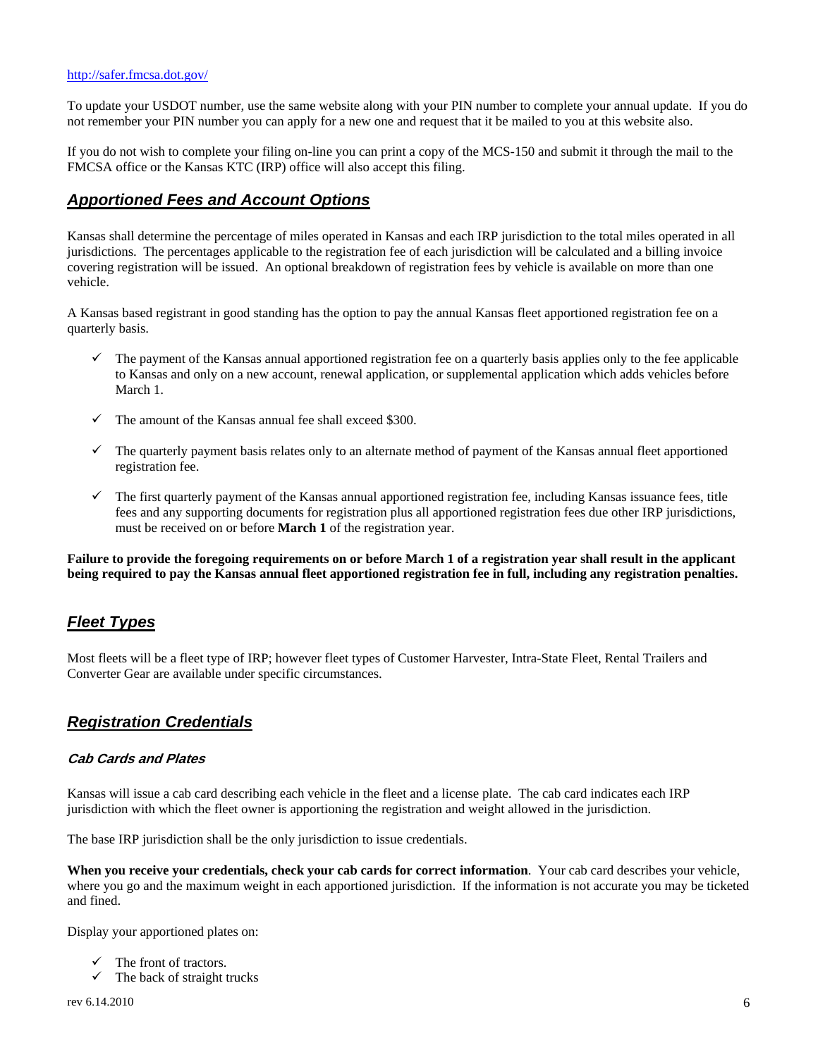http://safer.fmcsa.dot.gov/

To update your USDOT number, use the same website along with your PIN number to complete your annual update. If you do not remember your PIN number you can apply for a new one and request that it be mailed to you at this website also.

If you do not wish to complete your filing on-line you can print a copy of the MCS-150 and submit it through the mail to the FMCSA office or the Kansas KTC (IRP) office will also accept this filing.

## *Apportioned Fees and Account Options*

Kansas shall determine the percentage of miles operated in Kansas and each IRP jurisdiction to the total miles operated in all jurisdictions. The percentages applicable to the registration fee of each jurisdiction will be calculated and a billing invoice covering registration will be issued. An optional breakdown of registration fees by vehicle is available on more than one vehicle.

A Kansas based registrant in good standing has the option to pay the annual Kansas fleet apportioned registration fee on a quarterly basis.

- ✓ The payment of the Kansas annual apportioned registration fee on a quarterly basis applies only to the fee applicable to Kansas and only on a new account, renewal application, or supplemental application which adds vehicles before March 1.
- ✓ The amount of the Kansas annual fee shall exceed $300.
- ✓ The quarterly payment basis relates only to an alternate method of payment of the Kansas annual fleet apportioned registration fee.
- ✓ The first quarterly payment of the Kansas annual apportioned registration fee, including Kansas issuance fees, title fees and any supporting documents for registration plus all apportioned registration fees due other IRP jurisdictions, must be received on or before **March 1** of the registration year.

**Failure to provide the foregoing requirements on or before March 1 of a registration year shall result in the applicant being required to pay the Kansas annual fleet apportioned registration fee in full, including any registration penalties.**

## *Fleet Types*

Most fleets will be a fleet type of IRP; however fleet types of Customer Harvester, Intra-State Fleet, Rental Trailers and Converter Gear are available under specific circumstances.

## *Registration Credentials*

### *Cab Cards and Plates*

Kansas will issue a cab card describing each vehicle in the fleet and a license plate. The cab card indicates each IRP jurisdiction with which the fleet owner is apportioning the registration and weight allowed in the jurisdiction.

The base IRP jurisdiction shall be the only jurisdiction to issue credentials.

**When you receive your credentials, check your cab cards for correct information**. Your cab card describes your vehicle, where you go and the maximum weight in each apportioned jurisdiction. If the information is not accurate you may be ticketed and fined.

Display your apportioned plates on:

- ✓ The front of tractors.
- ✓ The back of straight trucks

rev 6.14.2010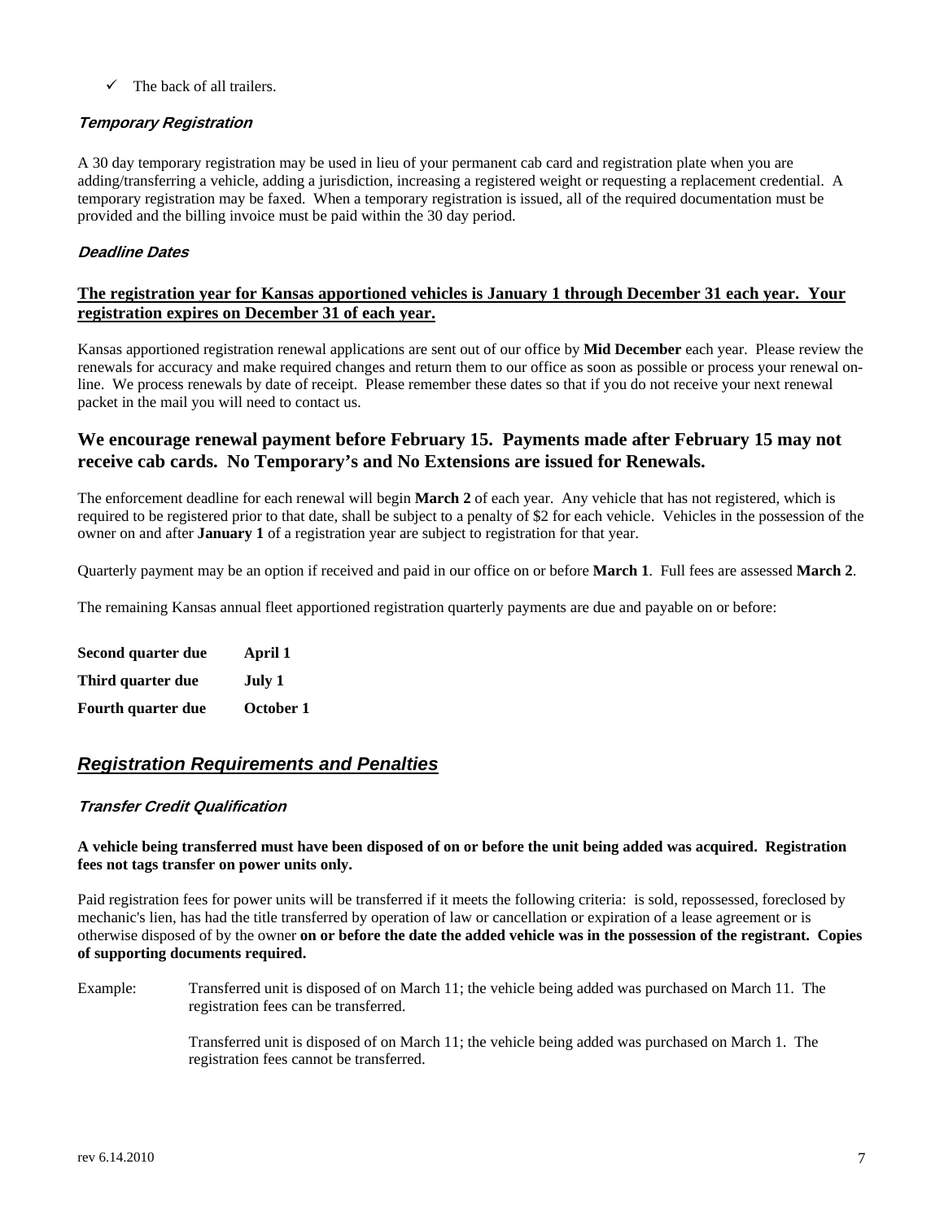- ✓ The back of all trailers.

#### *Temporary Registration*

A 30 day temporary registration may be used in lieu of your permanent cab card and registration plate when you are adding/transferring a vehicle, adding a jurisdiction, increasing a registered weight or requesting a replacement credential. A temporary registration may be faxed. When a temporary registration is issued, all of the required documentation must be provided and the billing invoice must be paid within the 30 day period.

#### *Deadline Dates*

**The registration year for Kansas apportioned vehicles is January 1 through December 31 each year. Your registration expires on December 31 of each year.**

Kansas apportioned registration renewal applications are sent out of our office by **Mid December** each year. Please review the renewals for accuracy and make required changes and return them to our office as soon as possible or process your renewal on-line. We process renewals by date of receipt. Please remember these dates so that if you do not receive your next renewal packet in the mail you will need to contact us.

**We encourage renewal payment before February 15. Payments made after February 15 may not receive cab cards. No Temporary's and No Extensions are issued for Renewals.**

The enforcement deadline for each renewal will begin **March 2** of each year. Any vehicle that has not registered, which is required to be registered prior to that date, shall be subject to a penalty of $2 for each vehicle. Vehicles in the possession of the owner on and after **January 1** of a registration year are subject to registration for that year.

Quarterly payment may be an option if received and paid in our office on or before **March 1**. Full fees are assessed **March 2**.

The remaining Kansas annual fleet apportioned registration quarterly payments are due and payable on or before:

| | |
|---|---|
| **Second quarter due** | **April 1** |
| **Third quarter due** | **July 1** |
| **Fourth quarter due** | **October 1** |

## *Registration Requirements and Penalties*

#### *Transfer Credit Qualification*

**A vehicle being transferred must have been disposed of on or before the unit being added was acquired. Registration fees not tags transfer on power units only.**

Paid registration fees for power units will be transferred if it meets the following criteria: is sold, repossessed, foreclosed by mechanic's lien, has had the title transferred by operation of law or cancellation or expiration of a lease agreement or is otherwise disposed of by the owner **on or before the date the added vehicle was in the possession of the registrant. Copies of supporting documents required.**

Example: Transferred unit is disposed of on March 11; the vehicle being added was purchased on March 11. The registration fees can be transferred.

Transferred unit is disposed of on March 11; the vehicle being added was purchased on March 1. The registration fees cannot be transferred.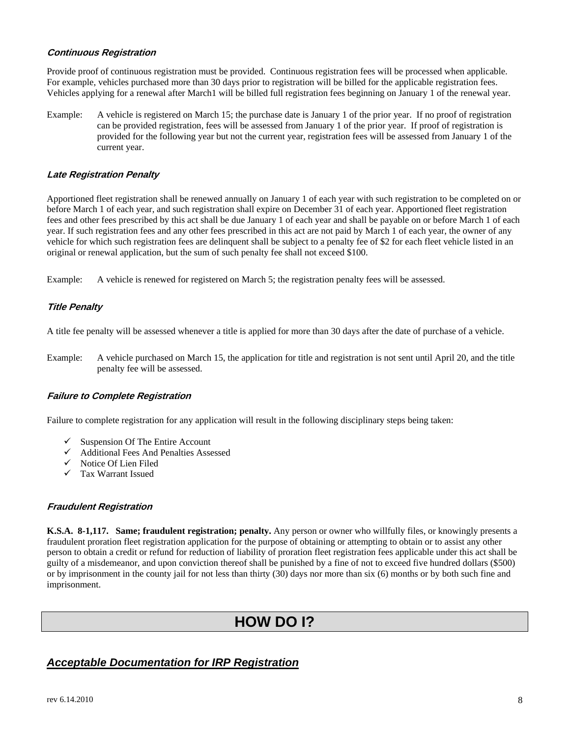#### *Continuous Registration*

Provide proof of continuous registration must be provided. Continuous registration fees will be processed when applicable. For example, vehicles purchased more than 30 days prior to registration will be billed for the applicable registration fees. Vehicles applying for a renewal after March1 will be billed full registration fees beginning on January 1 of the renewal year.

Example: A vehicle is registered on March 15; the purchase date is January 1 of the prior year. If no proof of registration can be provided registration, fees will be assessed from January 1 of the prior year. If proof of registration is provided for the following year but not the current year, registration fees will be assessed from January 1 of the current year.

#### *Late Registration Penalty*

Apportioned fleet registration shall be renewed annually on January 1 of each year with such registration to be completed on or before March 1 of each year, and such registration shall expire on December 31 of each year. Apportioned fleet registration fees and other fees prescribed by this act shall be due January 1 of each year and shall be payable on or before March 1 of each year. If such registration fees and any other fees prescribed in this act are not paid by March 1 of each year, the owner of any vehicle for which such registration fees are delinquent shall be subject to a penalty fee of $2 for each fleet vehicle listed in an original or renewal application, but the sum of such penalty fee shall not exceed $100.

Example: A vehicle is renewed for registered on March 5; the registration penalty fees will be assessed.

#### *Title Penalty*

A title fee penalty will be assessed whenever a title is applied for more than 30 days after the date of purchase of a vehicle.

Example: A vehicle purchased on March 15, the application for title and registration is not sent until April 20, and the title penalty fee will be assessed.

#### *Failure to Complete Registration*

Failure to complete registration for any application will result in the following disciplinary steps being taken:

- ✓ Suspension Of The Entire Account
- ✓ Additional Fees And Penalties Assessed
- ✓ Notice Of Lien Filed
- ✓ Tax Warrant Issued

#### *Fraudulent Registration*

**K.S.A. 8-1,117. Same; fraudulent registration; penalty.** Any person or owner who willfully files, or knowingly presents a fraudulent proration fleet registration application for the purpose of obtaining or attempting to obtain or to assist any other person to obtain a credit or refund for reduction of liability of proration fleet registration fees applicable under this act shall be guilty of a misdemeanor, and upon conviction thereof shall be punished by a fine of not to exceed five hundred dollars ($500) or by imprisonment in the county jail for not less than thirty (30) days nor more than six (6) months or by both such fine and imprisonment.

# HOW DO I?

## ***Acceptable Documentation for IRP Registration***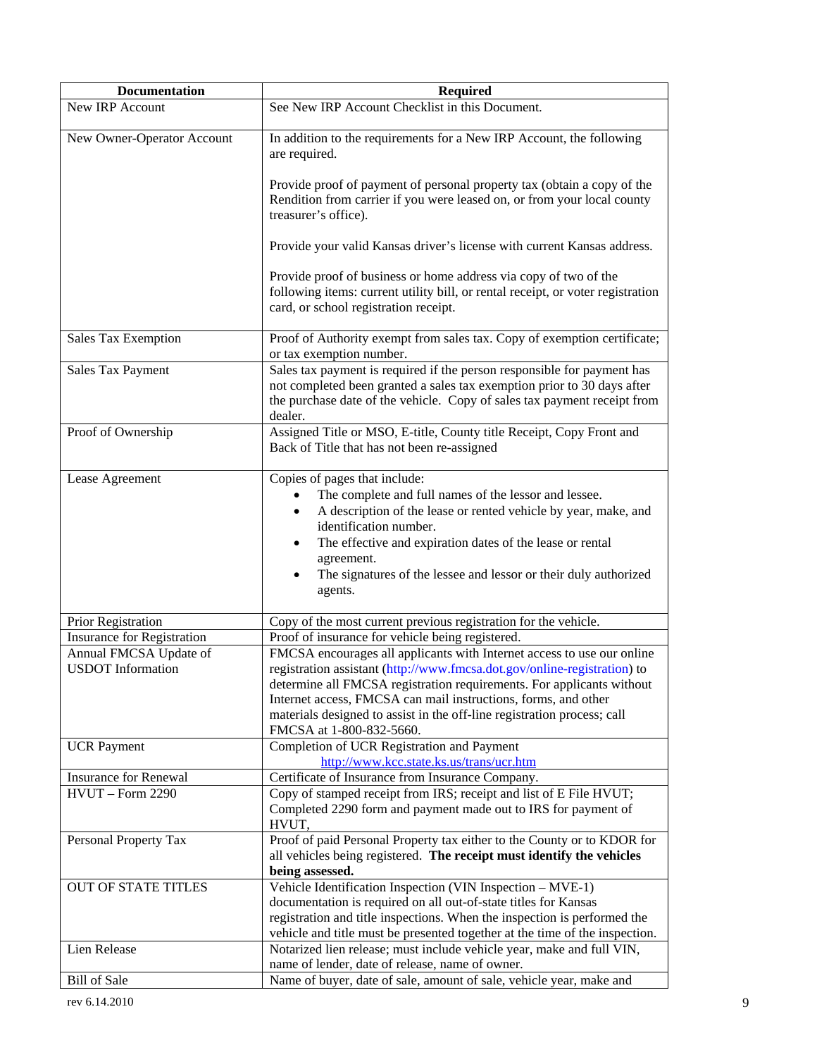| Documentation | Required |
|---|---|
| New IRP Account | See New IRP Account Checklist in this Document. |
| New Owner-Operator Account | In addition to the requirements for a New IRP Account, the following are required.<br><br>Provide proof of payment of personal property tax (obtain a copy of the Rendition from carrier if you were leased on, or from your local county treasurer's office).<br><br>Provide your valid Kansas driver's license with current Kansas address.<br><br>Provide proof of business or home address via copy of two of the following items: current utility bill, or rental receipt, or voter registration card, or school registration receipt. |
| Sales Tax Exemption | Proof of Authority exempt from sales tax. Copy of exemption certificate; or tax exemption number. |
| Sales Tax Payment | Sales tax payment is required if the person responsible for payment has not completed been granted a sales tax exemption prior to 30 days after the purchase date of the vehicle. Copy of sales tax payment receipt from dealer. |
| Proof of Ownership | Assigned Title or MSO, E-title, County title Receipt, Copy Front and Back of Title that has not been re-assigned |
| Lease Agreement | Copies of pages that include:<br>• The complete and full names of the lessor and lessee.<br>• A description of the lease or rented vehicle by year, make, and identification number.<br>• The effective and expiration dates of the lease or rental agreement.<br>• The signatures of the lessee and lessor or their duly authorized agents. |
| Prior Registration | Copy of the most current previous registration for the vehicle. |
| Insurance for Registration | Proof of insurance for vehicle being registered. |
| Annual FMCSA Update of USDOT Information | FMCSA encourages all applicants with Internet access to use our online registration assistant (http://www.fmcsa.dot.gov/online-registration) to determine all FMCSA registration requirements. For applicants without Internet access, FMCSA can mail instructions, forms, and other materials designed to assist in the off-line registration process; call FMCSA at 1-800-832-5660. |
| UCR Payment | Completion of UCR Registration and Payment<br>http://www.kcc.state.ks.us/trans/ucr.htm |
| Insurance for Renewal | Certificate of Insurance from Insurance Company. |
| HVUT – Form 2290 | Copy of stamped receipt from IRS; receipt and list of E File HVUT; Completed 2290 form and payment made out to IRS for payment of HVUT, |
| Personal Property Tax | Proof of paid Personal Property tax either to the County or to KDOR for all vehicles being registered. **The receipt must identify the vehicles being assessed.** |
| OUT OF STATE TITLES | Vehicle Identification Inspection (VIN Inspection – MVE-1) documentation is required on all out-of-state titles for Kansas registration and title inspections. When the inspection is performed the vehicle and title must be presented together at the time of the inspection. |
| Lien Release | Notarized lien release; must include vehicle year, make and full VIN, name of lender, date of release, name of owner. |
| Bill of Sale | Name of buyer, date of sale, amount of sale, vehicle year, make and |

rev 6.14.2010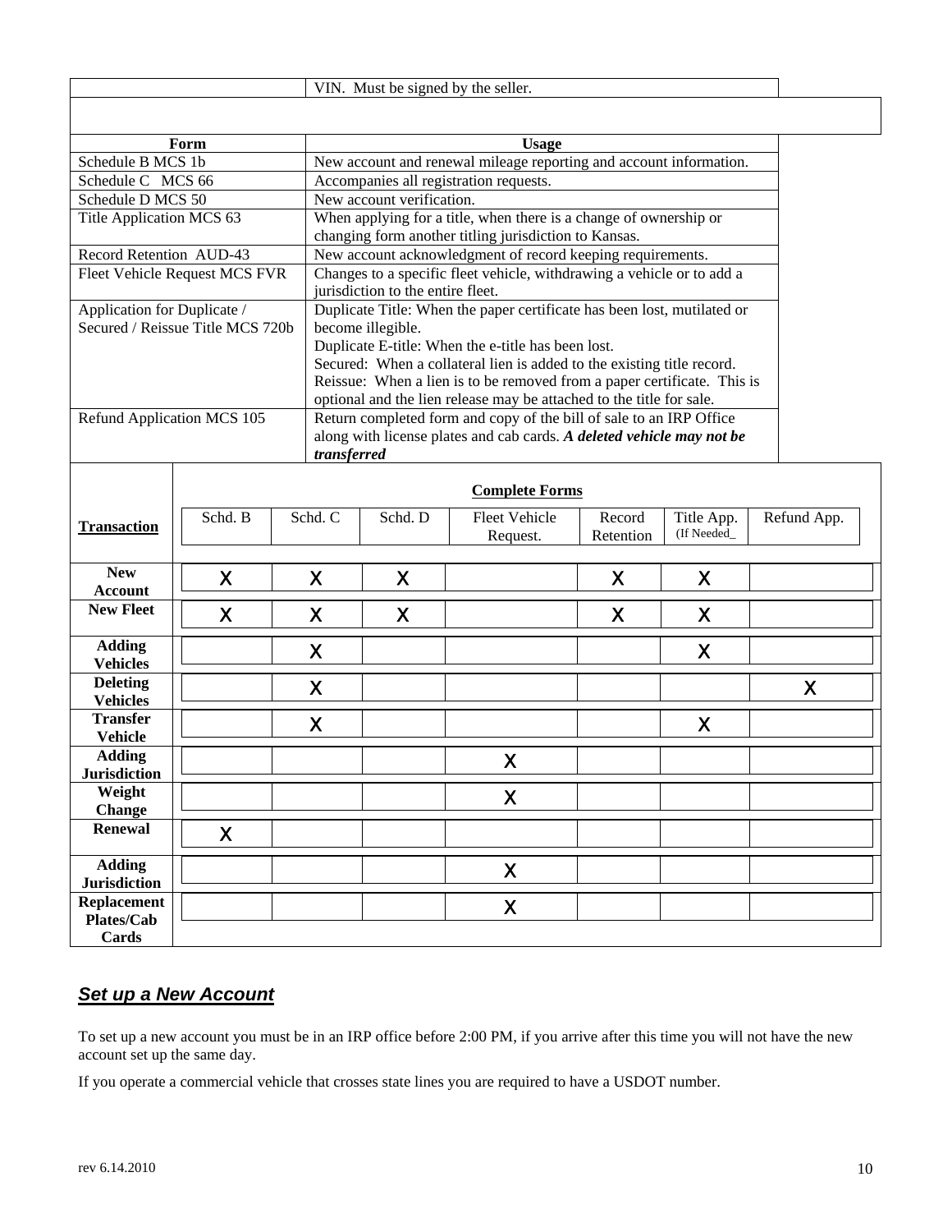| | VIN. Must be signed by the seller. |
|---|---|

| Form | Usage |
|---|---|
| Schedule B MCS 1b | New account and renewal mileage reporting and account information. |
| Schedule C MCS 66 | Accompanies all registration requests. |
| Schedule D MCS 50 | New account verification. |
| Title Application MCS 63 | When applying for a title, when there is a change of ownership or changing form another titling jurisdiction to Kansas. |
| Record Retention AUD-43 | New account acknowledgment of record keeping requirements. |
| Fleet Vehicle Request MCS FVR | Changes to a specific fleet vehicle, withdrawing a vehicle or to add a jurisdiction to the entire fleet. |
| Application for Duplicate / Secured / Reissue Title MCS 720b | Duplicate Title: When the paper certificate has been lost, mutilated or become illegible.<br>Duplicate E-title: When the e-title has been lost.<br>Secured: When a collateral lien is added to the existing title record.<br>Reissue: When a lien is to be removed from a paper certificate. This is optional and the lien release may be attached to the title for sale. |
| Refund Application MCS 105 | Return completed form and copy of the bill of sale to an IRP Office along with license plates and cab cards. ***A deleted vehicle may not be transferred*** |

| **Transaction** | **Complete Forms** | | | | | | |
|---|---|---|---|---|---|---|---|
| | Schd. B | Schd. C | Schd. D | Fleet Vehicle Request. | Record Retention | Title App. (If Needed_ | Refund App. |
| **New Account** | X | X | X | | X | X | |
| **New Fleet** | X | X | X | | X | X | |
| **Adding Vehicles** | | X | | | | X | |
| **Deleting Vehicles** | | X | | | | | X |
| **Transfer Vehicle** | | X | | | | X | |
| **Adding Jurisdiction** | | | | X | | | |
| **Weight Change** | | | | X | | | |
| **Renewal** | X | | | | | | |
| **Adding Jurisdiction** | | | | X | | | |
| **Replacement Plates/Cab Cards** | | | | X | | | |

## ***Set up a New Account***

To set up a new account you must be in an IRP office before 2:00 PM, if you arrive after this time you will not have the new account set up the same day.

If you operate a commercial vehicle that crosses state lines you are required to have a USDOT number.

rev 6.14.2010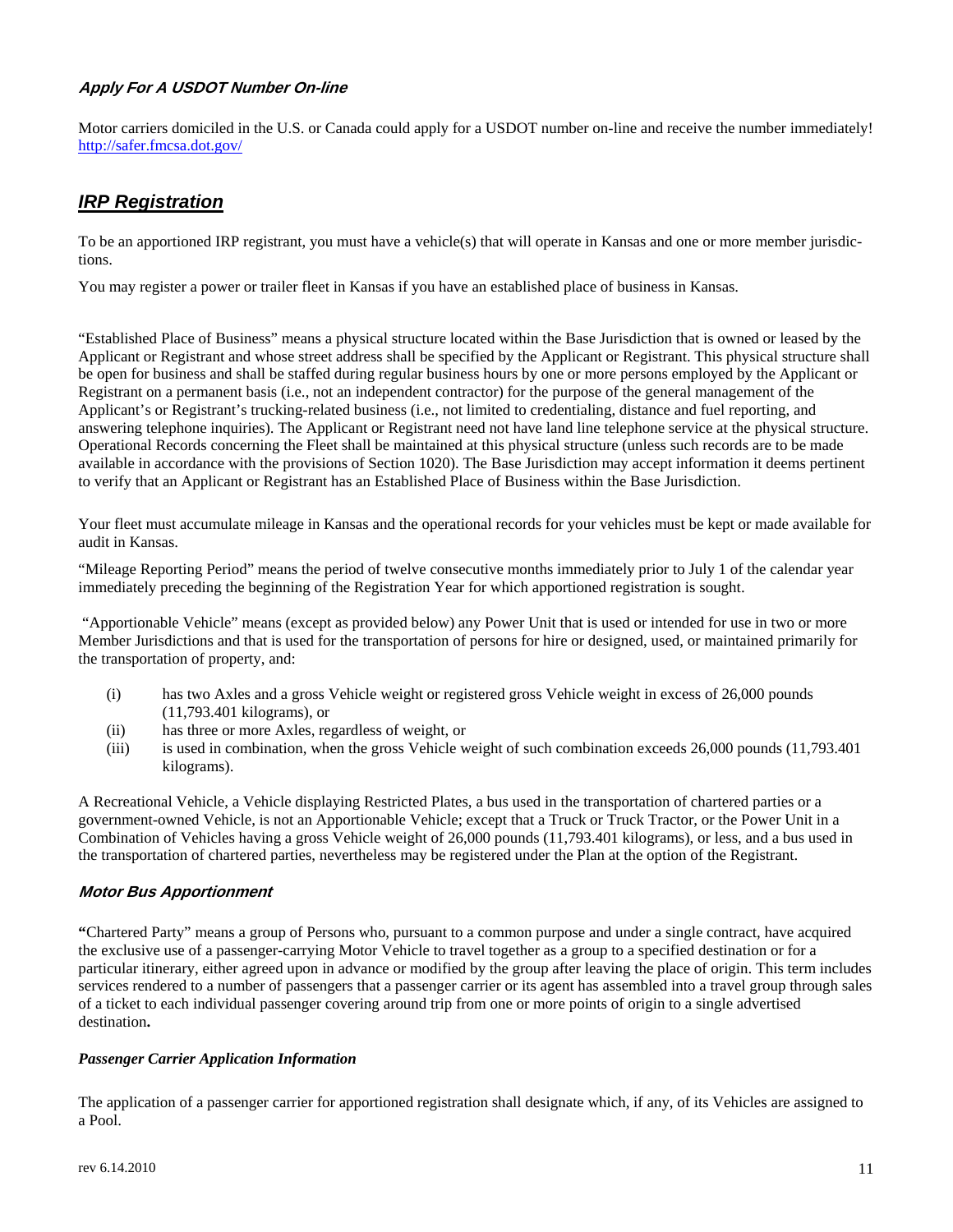### *Apply For A USDOT Number On-line*

Motor carriers domiciled in the U.S. or Canada could apply for a USDOT number on-line and receive the number immediately! http://safer.fmcsa.dot.gov/

## ***IRP Registration***

To be an apportioned IRP registrant, you must have a vehicle(s) that will operate in Kansas and one or more member jurisdictions.

You may register a power or trailer fleet in Kansas if you have an established place of business in Kansas.

"Established Place of Business" means a physical structure located within the Base Jurisdiction that is owned or leased by the Applicant or Registrant and whose street address shall be specified by the Applicant or Registrant. This physical structure shall be open for business and shall be staffed during regular business hours by one or more persons employed by the Applicant or Registrant on a permanent basis (i.e., not an independent contractor) for the purpose of the general management of the Applicant's or Registrant's trucking-related business (i.e., not limited to credentialing, distance and fuel reporting, and answering telephone inquiries). The Applicant or Registrant need not have land line telephone service at the physical structure. Operational Records concerning the Fleet shall be maintained at this physical structure (unless such records are to be made available in accordance with the provisions of Section 1020). The Base Jurisdiction may accept information it deems pertinent to verify that an Applicant or Registrant has an Established Place of Business within the Base Jurisdiction.

Your fleet must accumulate mileage in Kansas and the operational records for your vehicles must be kept or made available for audit in Kansas.

"Mileage Reporting Period" means the period of twelve consecutive months immediately prior to July 1 of the calendar year immediately preceding the beginning of the Registration Year for which apportioned registration is sought.

"Apportionable Vehicle" means (except as provided below) any Power Unit that is used or intended for use in two or more Member Jurisdictions and that is used for the transportation of persons for hire or designed, used, or maintained primarily for the transportation of property, and:

(i) has two Axles and a gross Vehicle weight or registered gross Vehicle weight in excess of 26,000 pounds (11,793.401 kilograms), or

(ii) has three or more Axles, regardless of weight, or

(iii) is used in combination, when the gross Vehicle weight of such combination exceeds 26,000 pounds (11,793.401 kilograms).

A Recreational Vehicle, a Vehicle displaying Restricted Plates, a bus used in the transportation of chartered parties or a government-owned Vehicle, is not an Apportionable Vehicle; except that a Truck or Truck Tractor, or the Power Unit in a Combination of Vehicles having a gross Vehicle weight of 26,000 pounds (11,793.401 kilograms), or less, and a bus used in the transportation of chartered parties, nevertheless may be registered under the Plan at the option of the Registrant.

### *Motor Bus Apportionment*

"Chartered Party" means a group of Persons who, pursuant to a common purpose and under a single contract, have acquired the exclusive use of a passenger-carrying Motor Vehicle to travel together as a group to a specified destination or for a particular itinerary, either agreed upon in advance or modified by the group after leaving the place of origin. This term includes services rendered to a number of passengers that a passenger carrier or its agent has assembled into a travel group through sales of a ticket to each individual passenger covering around trip from one or more points of origin to a single advertised destination.

#### *Passenger Carrier Application Information*

The application of a passenger carrier for apportioned registration shall designate which, if any, of its Vehicles are assigned to a Pool.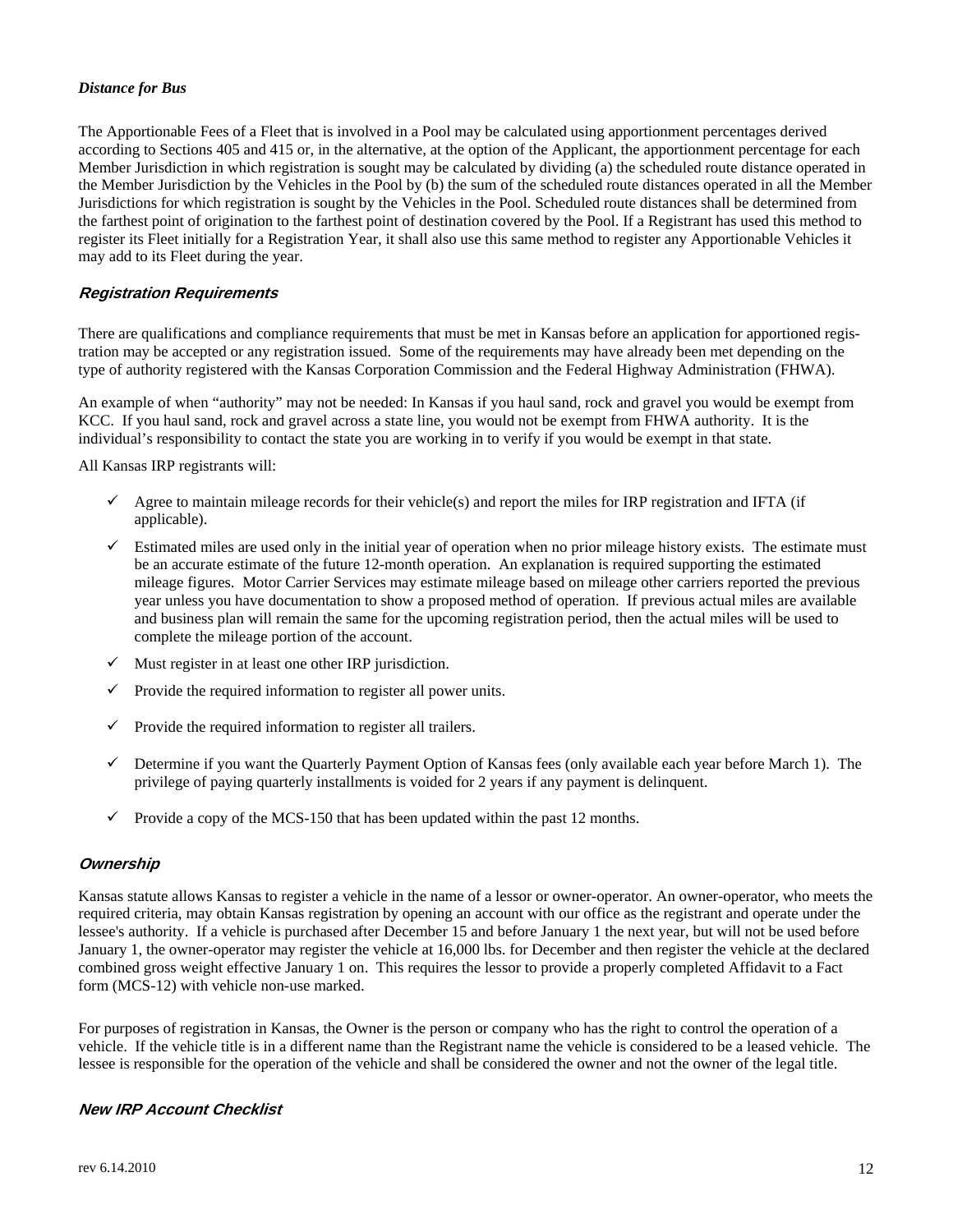### *Distance for Bus*

The Apportionable Fees of a Fleet that is involved in a Pool may be calculated using apportionment percentages derived according to Sections 405 and 415 or, in the alternative, at the option of the Applicant, the apportionment percentage for each Member Jurisdiction in which registration is sought may be calculated by dividing (a) the scheduled route distance operated in the Member Jurisdiction by the Vehicles in the Pool by (b) the sum of the scheduled route distances operated in all the Member Jurisdictions for which registration is sought by the Vehicles in the Pool. Scheduled route distances shall be determined from the farthest point of origination to the farthest point of destination covered by the Pool. If a Registrant has used this method to register its Fleet initially for a Registration Year, it shall also use this same method to register any Apportionable Vehicles it may add to its Fleet during the year.

## *Registration Requirements*

There are qualifications and compliance requirements that must be met in Kansas before an application for apportioned registration may be accepted or any registration issued. Some of the requirements may have already been met depending on the type of authority registered with the Kansas Corporation Commission and the Federal Highway Administration (FHWA).

An example of when "authority" may not be needed: In Kansas if you haul sand, rock and gravel you would be exempt from KCC. If you haul sand, rock and gravel across a state line, you would not be exempt from FHWA authority. It is the individual's responsibility to contact the state you are working in to verify if you would be exempt in that state.

All Kansas IRP registrants will:

- ✓ Agree to maintain mileage records for their vehicle(s) and report the miles for IRP registration and IFTA (if applicable).
- ✓ Estimated miles are used only in the initial year of operation when no prior mileage history exists. The estimate must be an accurate estimate of the future 12-month operation. An explanation is required supporting the estimated mileage figures. Motor Carrier Services may estimate mileage based on mileage other carriers reported the previous year unless you have documentation to show a proposed method of operation. If previous actual miles are available and business plan will remain the same for the upcoming registration period, then the actual miles will be used to complete the mileage portion of the account.
- ✓ Must register in at least one other IRP jurisdiction.
- ✓ Provide the required information to register all power units.
- ✓ Provide the required information to register all trailers.
- ✓ Determine if you want the Quarterly Payment Option of Kansas fees (only available each year before March 1). The privilege of paying quarterly installments is voided for 2 years if any payment is delinquent.
- ✓ Provide a copy of the MCS-150 that has been updated within the past 12 months.

## *Ownership*

Kansas statute allows Kansas to register a vehicle in the name of a lessor or owner-operator. An owner-operator, who meets the required criteria, may obtain Kansas registration by opening an account with our office as the registrant and operate under the lessee's authority. If a vehicle is purchased after December 15 and before January 1 the next year, but will not be used before January 1, the owner-operator may register the vehicle at 16,000 lbs. for December and then register the vehicle at the declared combined gross weight effective January 1 on. This requires the lessor to provide a properly completed Affidavit to a Fact form (MCS-12) with vehicle non-use marked.

For purposes of registration in Kansas, the Owner is the person or company who has the right to control the operation of a vehicle. If the vehicle title is in a different name than the Registrant name the vehicle is considered to be a leased vehicle. The lessee is responsible for the operation of the vehicle and shall be considered the owner and not the owner of the legal title.

## *New IRP Account Checklist*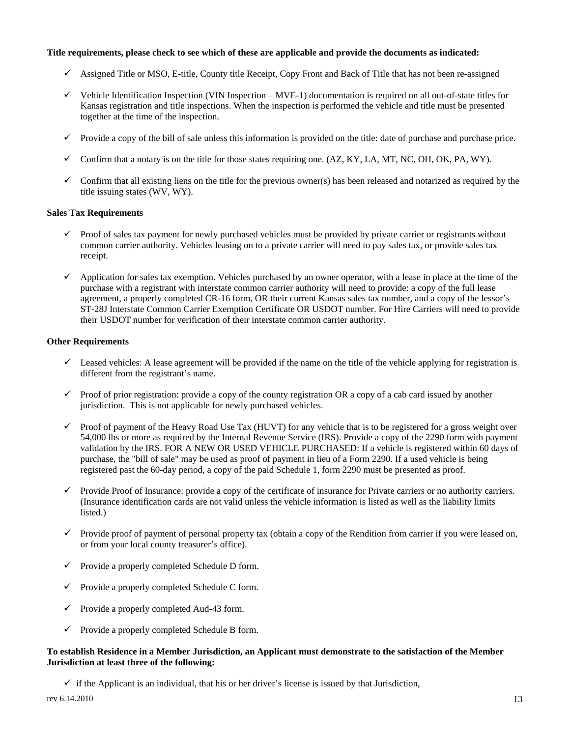**Title requirements, please check to see which of these are applicable and provide the documents as indicated:**

- ✓ Assigned Title or MSO, E-title, County title Receipt, Copy Front and Back of Title that has not been re-assigned
- ✓ Vehicle Identification Inspection (VIN Inspection – MVE-1) documentation is required on all out-of-state titles for Kansas registration and title inspections. When the inspection is performed the vehicle and title must be presented together at the time of the inspection.
- ✓ Provide a copy of the bill of sale unless this information is provided on the title: date of purchase and purchase price.
- ✓ Confirm that a notary is on the title for those states requiring one. (AZ, KY, LA, MT, NC, OH, OK, PA, WY).
- ✓ Confirm that all existing liens on the title for the previous owner(s) has been released and notarized as required by the title issuing states (WV, WY).

**Sales Tax Requirements**

- ✓ Proof of sales tax payment for newly purchased vehicles must be provided by private carrier or registrants without common carrier authority. Vehicles leasing on to a private carrier will need to pay sales tax, or provide sales tax receipt.
- ✓ Application for sales tax exemption. Vehicles purchased by an owner operator, with a lease in place at the time of the purchase with a registrant with interstate common carrier authority will need to provide: a copy of the full lease agreement, a properly completed CR-16 form, OR their current Kansas sales tax number, and a copy of the lessor's ST-28J Interstate Common Carrier Exemption Certificate OR USDOT number. For Hire Carriers will need to provide their USDOT number for verification of their interstate common carrier authority.

**Other Requirements**

- ✓ Leased vehicles: A lease agreement will be provided if the name on the title of the vehicle applying for registration is different from the registrant's name.
- ✓ Proof of prior registration: provide a copy of the county registration OR a copy of a cab card issued by another jurisdiction. This is not applicable for newly purchased vehicles.
- ✓ Proof of payment of the Heavy Road Use Tax (HUVT) for any vehicle that is to be registered for a gross weight over 54,000 lbs or more as required by the Internal Revenue Service (IRS). Provide a copy of the 2290 form with payment validation by the IRS. FOR A NEW OR USED VEHICLE PURCHASED: If a vehicle is registered within 60 days of purchase, the "bill of sale" may be used as proof of payment in lieu of a Form 2290. If a used vehicle is being registered past the 60-day period, a copy of the paid Schedule 1, form 2290 must be presented as proof.
- ✓ Provide Proof of Insurance: provide a copy of the certificate of insurance for Private carriers or no authority carriers. (Insurance identification cards are not valid unless the vehicle information is listed as well as the liability limits listed.)
- ✓ Provide proof of payment of personal property tax (obtain a copy of the Rendition from carrier if you were leased on, or from your local county treasurer's office).
- ✓ Provide a properly completed Schedule D form.
- ✓ Provide a properly completed Schedule C form.
- ✓ Provide a properly completed Aud-43 form.
- ✓ Provide a properly completed Schedule B form.

**To establish Residence in a Member Jurisdiction, an Applicant must demonstrate to the satisfaction of the Member Jurisdiction at least three of the following:**

- ✓ if the Applicant is an individual, that his or her driver's license is issued by that Jurisdiction,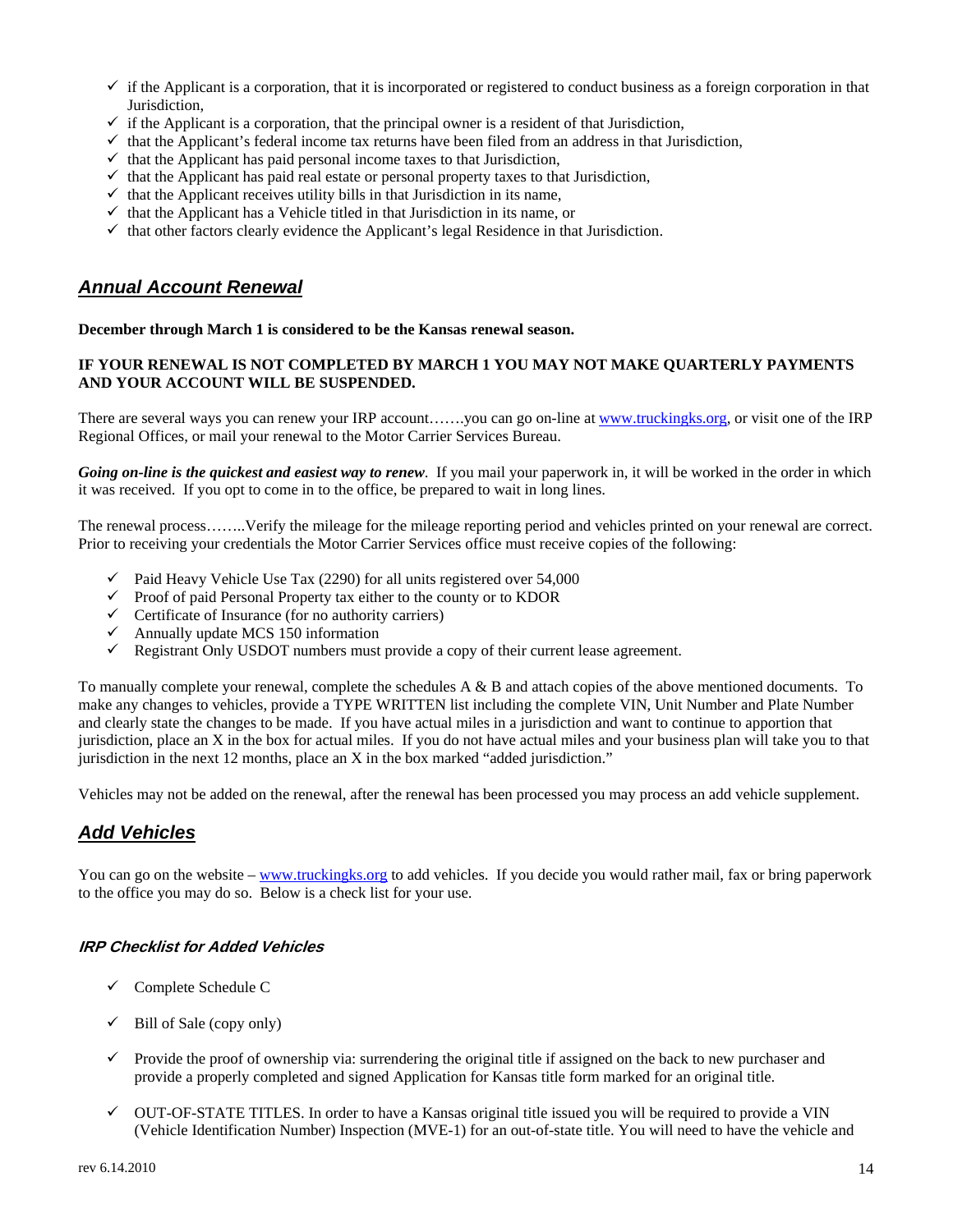- ✓ if the Applicant is a corporation, that it is incorporated or registered to conduct business as a foreign corporation in that Jurisdiction,
- ✓ if the Applicant is a corporation, that the principal owner is a resident of that Jurisdiction,
- ✓ that the Applicant's federal income tax returns have been filed from an address in that Jurisdiction,
- ✓ that the Applicant has paid personal income taxes to that Jurisdiction,
- ✓ that the Applicant has paid real estate or personal property taxes to that Jurisdiction,
- ✓ that the Applicant receives utility bills in that Jurisdiction in its name,
- ✓ that the Applicant has a Vehicle titled in that Jurisdiction in its name, or
- ✓ that other factors clearly evidence the Applicant's legal Residence in that Jurisdiction.

## ***Annual Account Renewal***

**December through March 1 is considered to be the Kansas renewal season.**

**IF YOUR RENEWAL IS NOT COMPLETED BY MARCH 1 YOU MAY NOT MAKE QUARTERLY PAYMENTS AND YOUR ACCOUNT WILL BE SUSPENDED.**

There are several ways you can renew your IRP account…….you can go on-line at www.truckingks.org, or visit one of the IRP Regional Offices, or mail your renewal to the Motor Carrier Services Bureau.

***Going on-line is the quickest and easiest way to renew***. If you mail your paperwork in, it will be worked in the order in which it was received. If you opt to come in to the office, be prepared to wait in long lines.

The renewal process……..Verify the mileage for the mileage reporting period and vehicles printed on your renewal are correct. Prior to receiving your credentials the Motor Carrier Services office must receive copies of the following:

- ✓ Paid Heavy Vehicle Use Tax (2290) for all units registered over 54,000
- ✓ Proof of paid Personal Property tax either to the county or to KDOR
- ✓ Certificate of Insurance (for no authority carriers)
- ✓ Annually update MCS 150 information
- ✓ Registrant Only USDOT numbers must provide a copy of their current lease agreement.

To manually complete your renewal, complete the schedules A & B and attach copies of the above mentioned documents. To make any changes to vehicles, provide a TYPE WRITTEN list including the complete VIN, Unit Number and Plate Number and clearly state the changes to be made. If you have actual miles in a jurisdiction and want to continue to apportion that jurisdiction, place an X in the box for actual miles. If you do not have actual miles and your business plan will take you to that jurisdiction in the next 12 months, place an X in the box marked "added jurisdiction."

Vehicles may not be added on the renewal, after the renewal has been processed you may process an add vehicle supplement.

## ***Add Vehicles***

You can go on the website – www.truckingks.org to add vehicles. If you decide you would rather mail, fax or bring paperwork to the office you may do so. Below is a check list for your use.

### ***IRP Checklist for Added Vehicles***

- ✓ Complete Schedule C

- ✓ Bill of Sale (copy only)

- ✓ Provide the proof of ownership via: surrendering the original title if assigned on the back to new purchaser and provide a properly completed and signed Application for Kansas title form marked for an original title.

- ✓ OUT-OF-STATE TITLES. In order to have a Kansas original title issued you will be required to provide a VIN (Vehicle Identification Number) Inspection (MVE-1) for an out-of-state title. You will need to have the vehicle and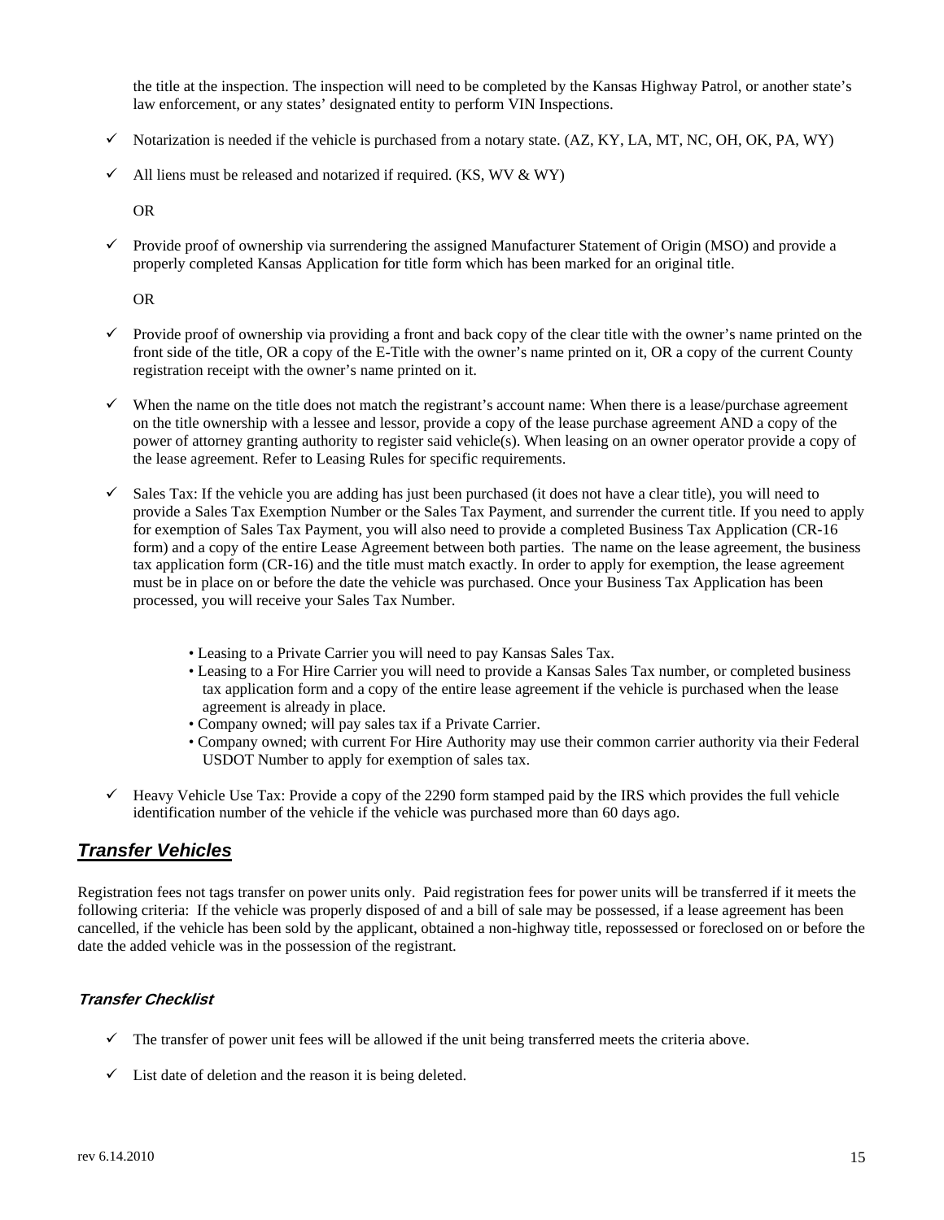the title at the inspection. The inspection will need to be completed by the Kansas Highway Patrol, or another state's law enforcement, or any states' designated entity to perform VIN Inspections.

- ✓ Notarization is needed if the vehicle is purchased from a notary state. (AZ, KY, LA, MT, NC, OH, OK, PA, WY)
- ✓ All liens must be released and notarized if required. (KS, WV & WY)

OR

- ✓ Provide proof of ownership via surrendering the assigned Manufacturer Statement of Origin (MSO) and provide a properly completed Kansas Application for title form which has been marked for an original title.

OR

- ✓ Provide proof of ownership via providing a front and back copy of the clear title with the owner's name printed on the front side of the title, OR a copy of the E-Title with the owner's name printed on it, OR a copy of the current County registration receipt with the owner's name printed on it.
- ✓ When the name on the title does not match the registrant's account name: When there is a lease/purchase agreement on the title ownership with a lessee and lessor, provide a copy of the lease purchase agreement AND a copy of the power of attorney granting authority to register said vehicle(s). When leasing on an owner operator provide a copy of the lease agreement. Refer to Leasing Rules for specific requirements.
- ✓ Sales Tax: If the vehicle you are adding has just been purchased (it does not have a clear title), you will need to provide a Sales Tax Exemption Number or the Sales Tax Payment, and surrender the current title. If you need to apply for exemption of Sales Tax Payment, you will also need to provide a completed Business Tax Application (CR-16 form) and a copy of the entire Lease Agreement between both parties. The name on the lease agreement, the business tax application form (CR-16) and the title must match exactly. In order to apply for exemption, the lease agreement must be in place on or before the date the vehicle was purchased. Once your Business Tax Application has been processed, you will receive your Sales Tax Number.
    - Leasing to a Private Carrier you will need to pay Kansas Sales Tax.
    - Leasing to a For Hire Carrier you will need to provide a Kansas Sales Tax number, or completed business tax application form and a copy of the entire lease agreement if the vehicle is purchased when the lease agreement is already in place.
    - Company owned; will pay sales tax if a Private Carrier.
    - Company owned; with current For Hire Authority may use their common carrier authority via their Federal USDOT Number to apply for exemption of sales tax.
- ✓ Heavy Vehicle Use Tax: Provide a copy of the 2290 form stamped paid by the IRS which provides the full vehicle identification number of the vehicle if the vehicle was purchased more than 60 days ago.

## ***Transfer Vehicles***

Registration fees not tags transfer on power units only. Paid registration fees for power units will be transferred if it meets the following criteria: If the vehicle was properly disposed of and a bill of sale may be possessed, if a lease agreement has been cancelled, if the vehicle has been sold by the applicant, obtained a non-highway title, repossessed or foreclosed on or before the date the added vehicle was in the possession of the registrant.

### ***Transfer Checklist***

- ✓ The transfer of power unit fees will be allowed if the unit being transferred meets the criteria above.
- ✓ List date of deletion and the reason it is being deleted.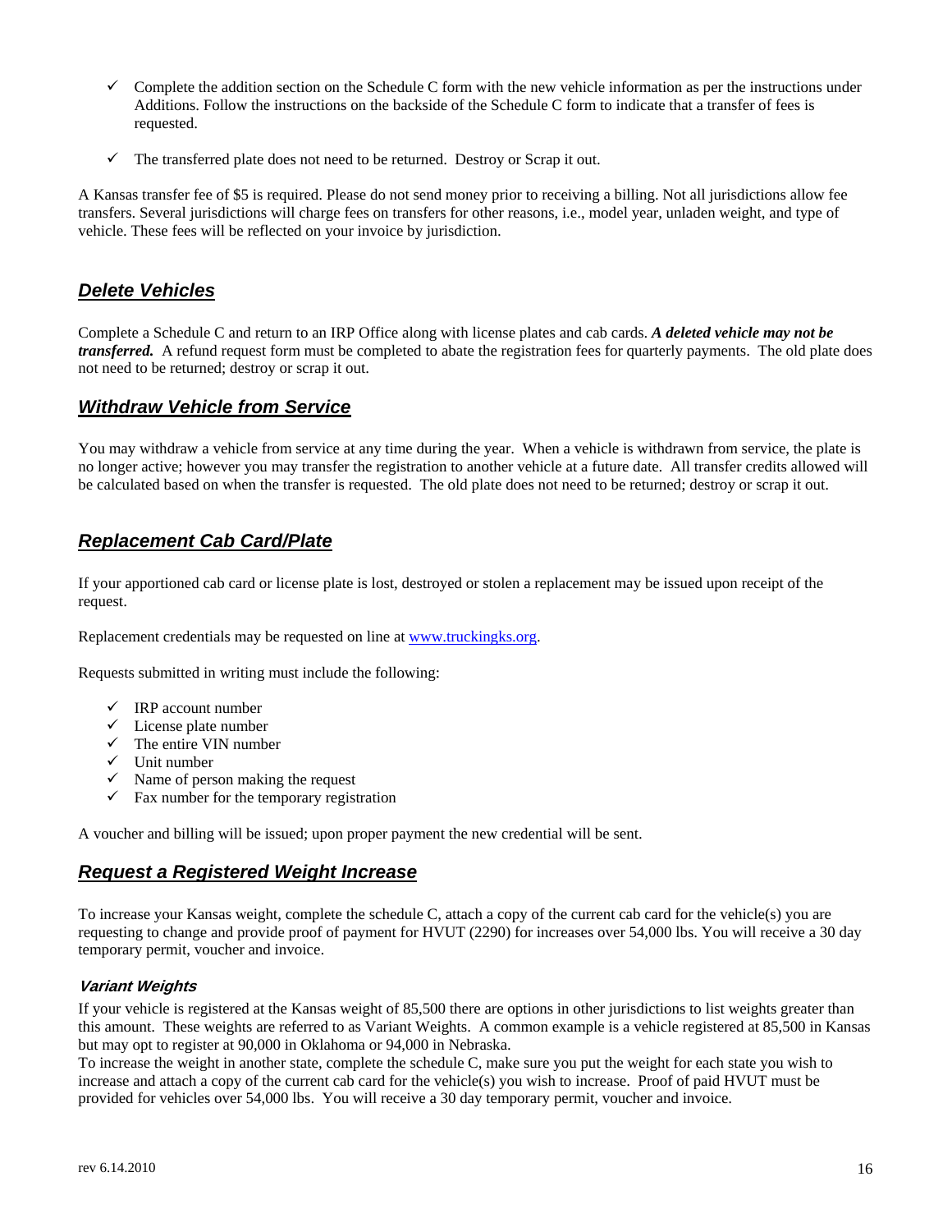- ✓ Complete the addition section on the Schedule C form with the new vehicle information as per the instructions under Additions. Follow the instructions on the backside of the Schedule C form to indicate that a transfer of fees is requested.
- ✓ The transferred plate does not need to be returned. Destroy or Scrap it out.

A Kansas transfer fee of $5 is required. Please do not send money prior to receiving a billing. Not all jurisdictions allow fee transfers. Several jurisdictions will charge fees on transfers for other reasons, i.e., model year, unladen weight, and type of vehicle. These fees will be reflected on your invoice by jurisdiction.

## *Delete Vehicles*

Complete a Schedule C and return to an IRP Office along with license plates and cab cards. ***A deleted vehicle may not be transferred.*** A refund request form must be completed to abate the registration fees for quarterly payments. The old plate does not need to be returned; destroy or scrap it out.

## *Withdraw Vehicle from Service*

You may withdraw a vehicle from service at any time during the year. When a vehicle is withdrawn from service, the plate is no longer active; however you may transfer the registration to another vehicle at a future date. All transfer credits allowed will be calculated based on when the transfer is requested. The old plate does not need to be returned; destroy or scrap it out.

## *Replacement Cab Card/Plate*

If your apportioned cab card or license plate is lost, destroyed or stolen a replacement may be issued upon receipt of the request.

Replacement credentials may be requested on line at [www.truckingks.org](http://www.truckingks.org).

Requests submitted in writing must include the following:

- ✓ IRP account number
- ✓ License plate number
- ✓ The entire VIN number
- ✓ Unit number
- ✓ Name of person making the request
- ✓ Fax number for the temporary registration

A voucher and billing will be issued; upon proper payment the new credential will be sent.

## *Request a Registered Weight Increase*

To increase your Kansas weight, complete the schedule C, attach a copy of the current cab card for the vehicle(s) you are requesting to change and provide proof of payment for HVUT (2290) for increases over 54,000 lbs. You will receive a 30 day temporary permit, voucher and invoice.

### *Variant Weights*

If your vehicle is registered at the Kansas weight of 85,500 there are options in other jurisdictions to list weights greater than this amount. These weights are referred to as Variant Weights. A common example is a vehicle registered at 85,500 in Kansas but may opt to register at 90,000 in Oklahoma or 94,000 in Nebraska.
To increase the weight in another state, complete the schedule C, make sure you put the weight for each state you wish to increase and attach a copy of the current cab card for the vehicle(s) you wish to increase. Proof of paid HVUT must be provided for vehicles over 54,000 lbs. You will receive a 30 day temporary permit, voucher and invoice.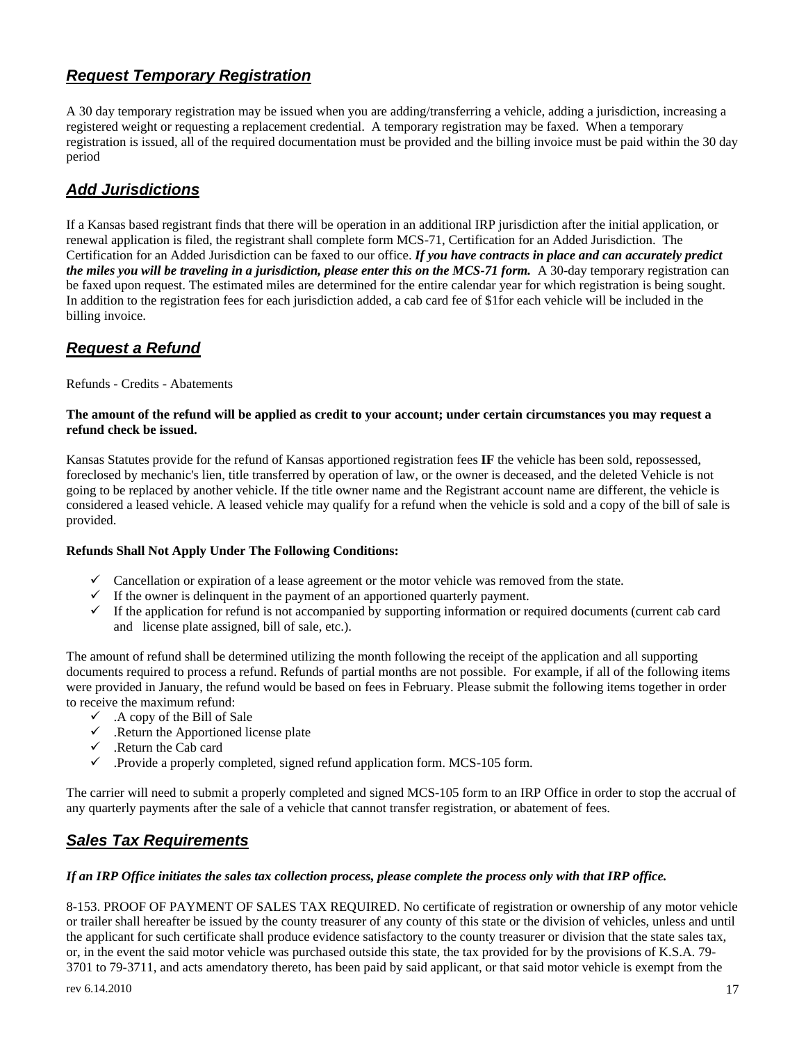## ***Request Temporary Registration***

A 30 day temporary registration may be issued when you are adding/transferring a vehicle, adding a jurisdiction, increasing a registered weight or requesting a replacement credential. A temporary registration may be faxed. When a temporary registration is issued, all of the required documentation must be provided and the billing invoice must be paid within the 30 day period

## ***Add Jurisdictions***

If a Kansas based registrant finds that there will be operation in an additional IRP jurisdiction after the initial application, or renewal application is filed, the registrant shall complete form MCS-71, Certification for an Added Jurisdiction. The Certification for an Added Jurisdiction can be faxed to our office. ***If you have contracts in place and can accurately predict the miles you will be traveling in a jurisdiction, please enter this on the MCS-71 form.*** A 30-day temporary registration can be faxed upon request. The estimated miles are determined for the entire calendar year for which registration is being sought. In addition to the registration fees for each jurisdiction added, a cab card fee of $1for each vehicle will be included in the billing invoice.

## ***Request a Refund***

Refunds - Credits - Abatements

**The amount of the refund will be applied as credit to your account; under certain circumstances you may request a refund check be issued.**

Kansas Statutes provide for the refund of Kansas apportioned registration fees **IF** the vehicle has been sold, repossessed, foreclosed by mechanic's lien, title transferred by operation of law, or the owner is deceased, and the deleted Vehicle is not going to be replaced by another vehicle. If the title owner name and the Registrant account name are different, the vehicle is considered a leased vehicle. A leased vehicle may qualify for a refund when the vehicle is sold and a copy of the bill of sale is provided.

**Refunds Shall Not Apply Under The Following Conditions:**

- ✓ Cancellation or expiration of a lease agreement or the motor vehicle was removed from the state.
- ✓ If the owner is delinquent in the payment of an apportioned quarterly payment.
- ✓ If the application for refund is not accompanied by supporting information or required documents (current cab card and license plate assigned, bill of sale, etc.).

The amount of refund shall be determined utilizing the month following the receipt of the application and all supporting documents required to process a refund. Refunds of partial months are not possible. For example, if all of the following items were provided in January, the refund would be based on fees in February. Please submit the following items together in order to receive the maximum refund:

- ✓ .A copy of the Bill of Sale
- ✓ .Return the Apportioned license plate
- ✓ .Return the Cab card
- ✓ .Provide a properly completed, signed refund application form. MCS-105 form.

The carrier will need to submit a properly completed and signed MCS-105 form to an IRP Office in order to stop the accrual of any quarterly payments after the sale of a vehicle that cannot transfer registration, or abatement of fees.

## ***Sales Tax Requirements***

***If an IRP Office initiates the sales tax collection process, please complete the process only with that IRP office.***

8-153. PROOF OF PAYMENT OF SALES TAX REQUIRED. No certificate of registration or ownership of any motor vehicle or trailer shall hereafter be issued by the county treasurer of any county of this state or the division of vehicles, unless and until the applicant for such certificate shall produce evidence satisfactory to the county treasurer or division that the state sales tax, or, in the event the said motor vehicle was purchased outside this state, the tax provided for by the provisions of K.S.A. 79-3701 to 79-3711, and acts amendatory thereto, has been paid by said applicant, or that said motor vehicle is exempt from the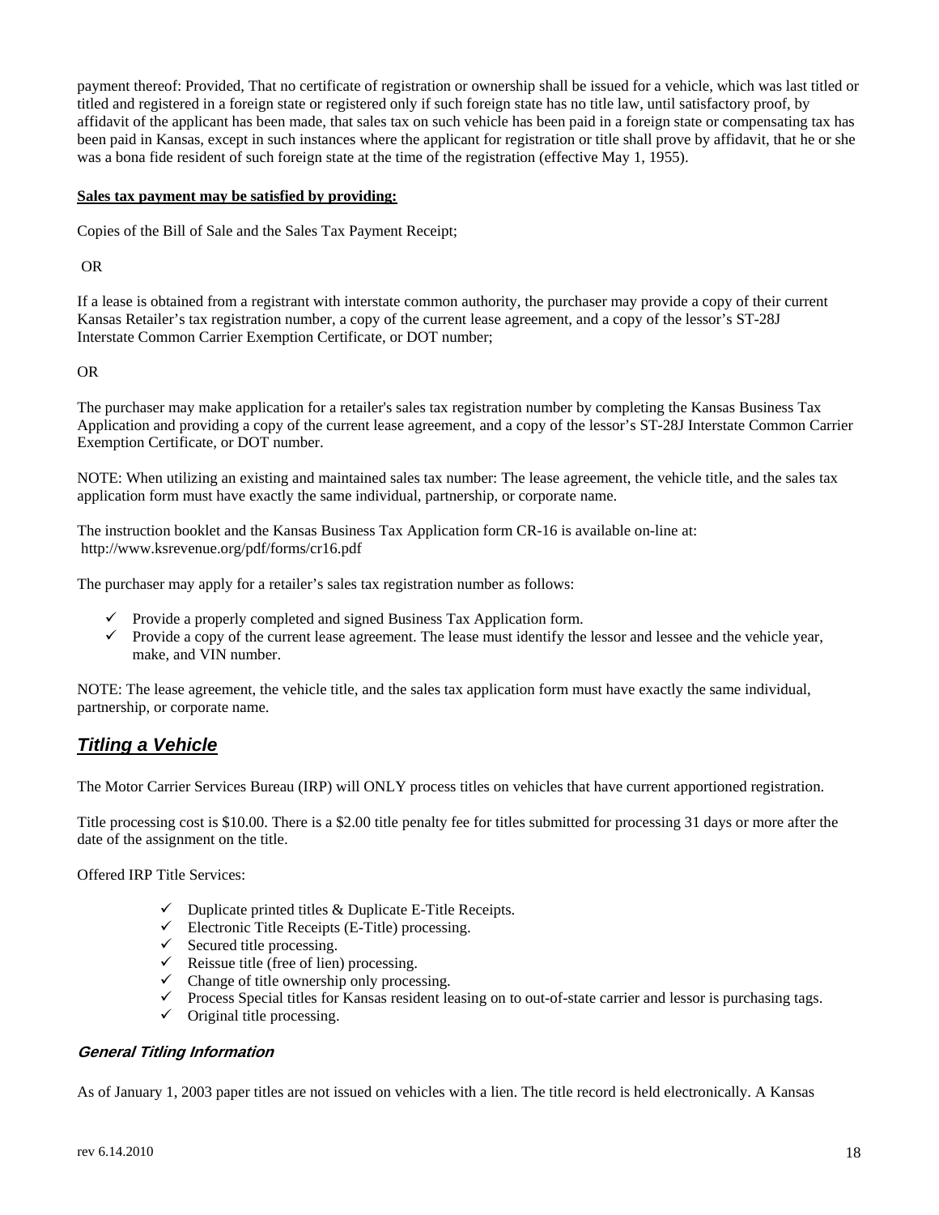payment thereof: Provided, That no certificate of registration or ownership shall be issued for a vehicle, which was last titled or titled and registered in a foreign state or registered only if such foreign state has no title law, until satisfactory proof, by affidavit of the applicant has been made, that sales tax on such vehicle has been paid in a foreign state or compensating tax has been paid in Kansas, except in such instances where the applicant for registration or title shall prove by affidavit, that he or she was a bona fide resident of such foreign state at the time of the registration (effective May 1, 1955).

**Sales tax payment may be satisfied by providing:**

Copies of the Bill of Sale and the Sales Tax Payment Receipt;

OR

If a lease is obtained from a registrant with interstate common authority, the purchaser may provide a copy of their current Kansas Retailer's tax registration number, a copy of the current lease agreement, and a copy of the lessor's ST-28J Interstate Common Carrier Exemption Certificate, or DOT number;

OR

The purchaser may make application for a retailer's sales tax registration number by completing the Kansas Business Tax Application and providing a copy of the current lease agreement, and a copy of the lessor's ST-28J Interstate Common Carrier Exemption Certificate, or DOT number.

NOTE: When utilizing an existing and maintained sales tax number: The lease agreement, the vehicle title, and the sales tax application form must have exactly the same individual, partnership, or corporate name.

The instruction booklet and the Kansas Business Tax Application form CR-16 is available on-line at: http://www.ksrevenue.org/pdf/forms/cr16.pdf

The purchaser may apply for a retailer's sales tax registration number as follows:

- ✓ Provide a properly completed and signed Business Tax Application form.
- ✓ Provide a copy of the current lease agreement. The lease must identify the lessor and lessee and the vehicle year, make, and VIN number.

NOTE: The lease agreement, the vehicle title, and the sales tax application form must have exactly the same individual, partnership, or corporate name.

## ***Titling a Vehicle***

The Motor Carrier Services Bureau (IRP) will ONLY process titles on vehicles that have current apportioned registration.

Title processing cost is $10.00. There is a $2.00 title penalty fee for titles submitted for processing 31 days or more after the date of the assignment on the title.

Offered IRP Title Services:

- ✓ Duplicate printed titles & Duplicate E-Title Receipts.
- ✓ Electronic Title Receipts (E-Title) processing.
- ✓ Secured title processing.
- ✓ Reissue title (free of lien) processing.
- ✓ Change of title ownership only processing.
- ✓ Process Special titles for Kansas resident leasing on to out-of-state carrier and lessor is purchasing tags.
- ✓ Original title processing.

### ***General Titling Information***

As of January 1, 2003 paper titles are not issued on vehicles with a lien. The title record is held electronically. A Kansas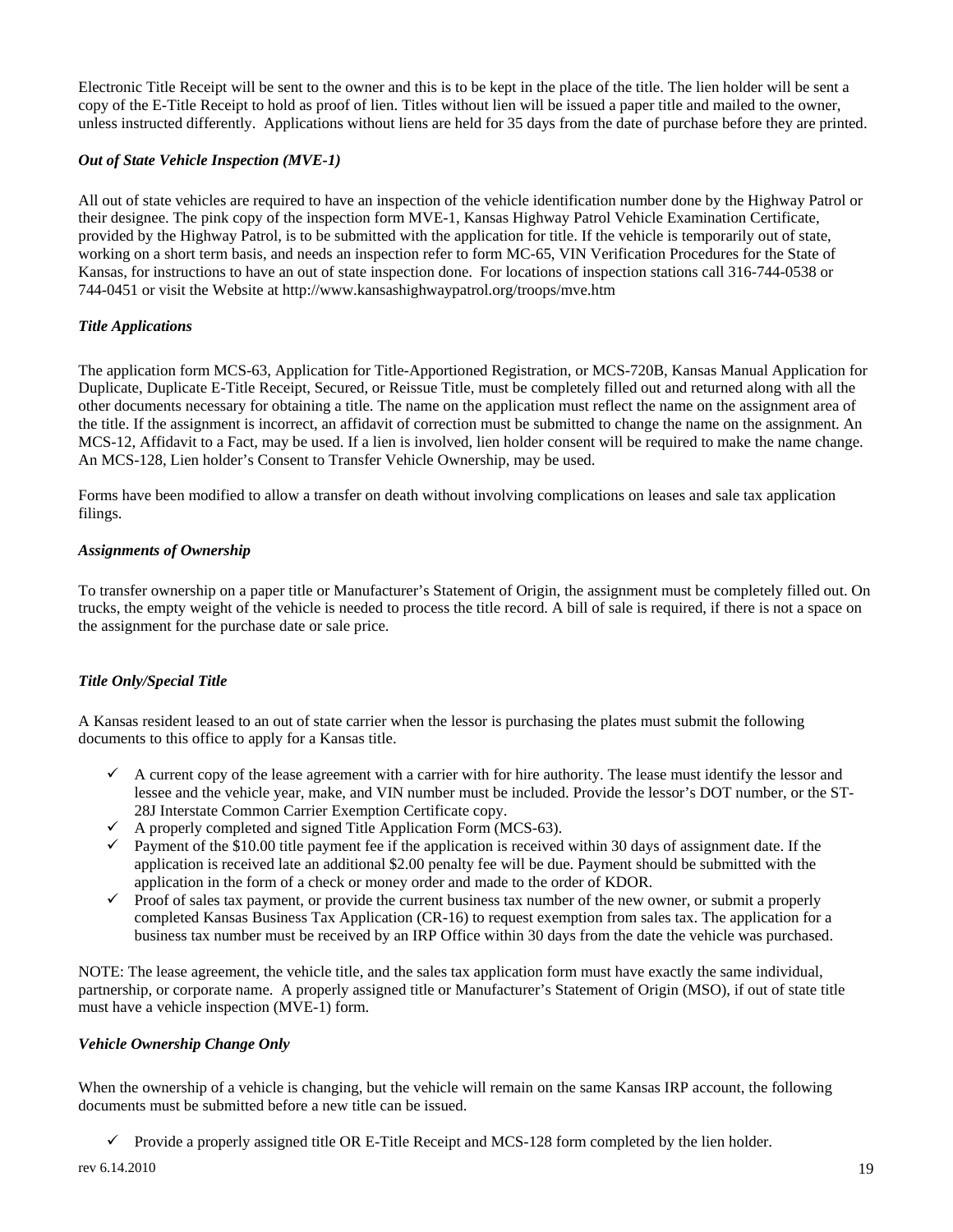Electronic Title Receipt will be sent to the owner and this is to be kept in the place of the title. The lien holder will be sent a copy of the E-Title Receipt to hold as proof of lien. Titles without lien will be issued a paper title and mailed to the owner, unless instructed differently. Applications without liens are held for 35 days from the date of purchase before they are printed.

### *Out of State Vehicle Inspection (MVE-1)*

All out of state vehicles are required to have an inspection of the vehicle identification number done by the Highway Patrol or their designee. The pink copy of the inspection form MVE-1, Kansas Highway Patrol Vehicle Examination Certificate, provided by the Highway Patrol, is to be submitted with the application for title. If the vehicle is temporarily out of state, working on a short term basis, and needs an inspection refer to form MC-65, VIN Verification Procedures for the State of Kansas, for instructions to have an out of state inspection done. For locations of inspection stations call 316-744-0538 or 744-0451 or visit the Website at http://www.kansashighwaypatrol.org/troops/mve.htm

### *Title Applications*

The application form MCS-63, Application for Title-Apportioned Registration, or MCS-720B, Kansas Manual Application for Duplicate, Duplicate E-Title Receipt, Secured, or Reissue Title, must be completely filled out and returned along with all the other documents necessary for obtaining a title. The name on the application must reflect the name on the assignment area of the title. If the assignment is incorrect, an affidavit of correction must be submitted to change the name on the assignment. An MCS-12, Affidavit to a Fact, may be used. If a lien is involved, lien holder consent will be required to make the name change. An MCS-128, Lien holder's Consent to Transfer Vehicle Ownership, may be used.

Forms have been modified to allow a transfer on death without involving complications on leases and sale tax application filings.

### *Assignments of Ownership*

To transfer ownership on a paper title or Manufacturer's Statement of Origin, the assignment must be completely filled out. On trucks, the empty weight of the vehicle is needed to process the title record. A bill of sale is required, if there is not a space on the assignment for the purchase date or sale price.

### *Title Only/Special Title*

A Kansas resident leased to an out of state carrier when the lessor is purchasing the plates must submit the following documents to this office to apply for a Kansas title.

- ✓ A current copy of the lease agreement with a carrier with for hire authority. The lease must identify the lessor and lessee and the vehicle year, make, and VIN number must be included. Provide the lessor's DOT number, or the ST-28J Interstate Common Carrier Exemption Certificate copy.
- ✓ A properly completed and signed Title Application Form (MCS-63).
- ✓ Payment of the $10.00 title payment fee if the application is received within 30 days of assignment date. If the application is received late an additional $2.00 penalty fee will be due. Payment should be submitted with the application in the form of a check or money order and made to the order of KDOR.
- ✓ Proof of sales tax payment, or provide the current business tax number of the new owner, or submit a properly completed Kansas Business Tax Application (CR-16) to request exemption from sales tax. The application for a business tax number must be received by an IRP Office within 30 days from the date the vehicle was purchased.

NOTE: The lease agreement, the vehicle title, and the sales tax application form must have exactly the same individual, partnership, or corporate name. A properly assigned title or Manufacturer's Statement of Origin (MSO), if out of state title must have a vehicle inspection (MVE-1) form.

### *Vehicle Ownership Change Only*

When the ownership of a vehicle is changing, but the vehicle will remain on the same Kansas IRP account, the following documents must be submitted before a new title can be issued.

- ✓ Provide a properly assigned title OR E-Title Receipt and MCS-128 form completed by the lien holder.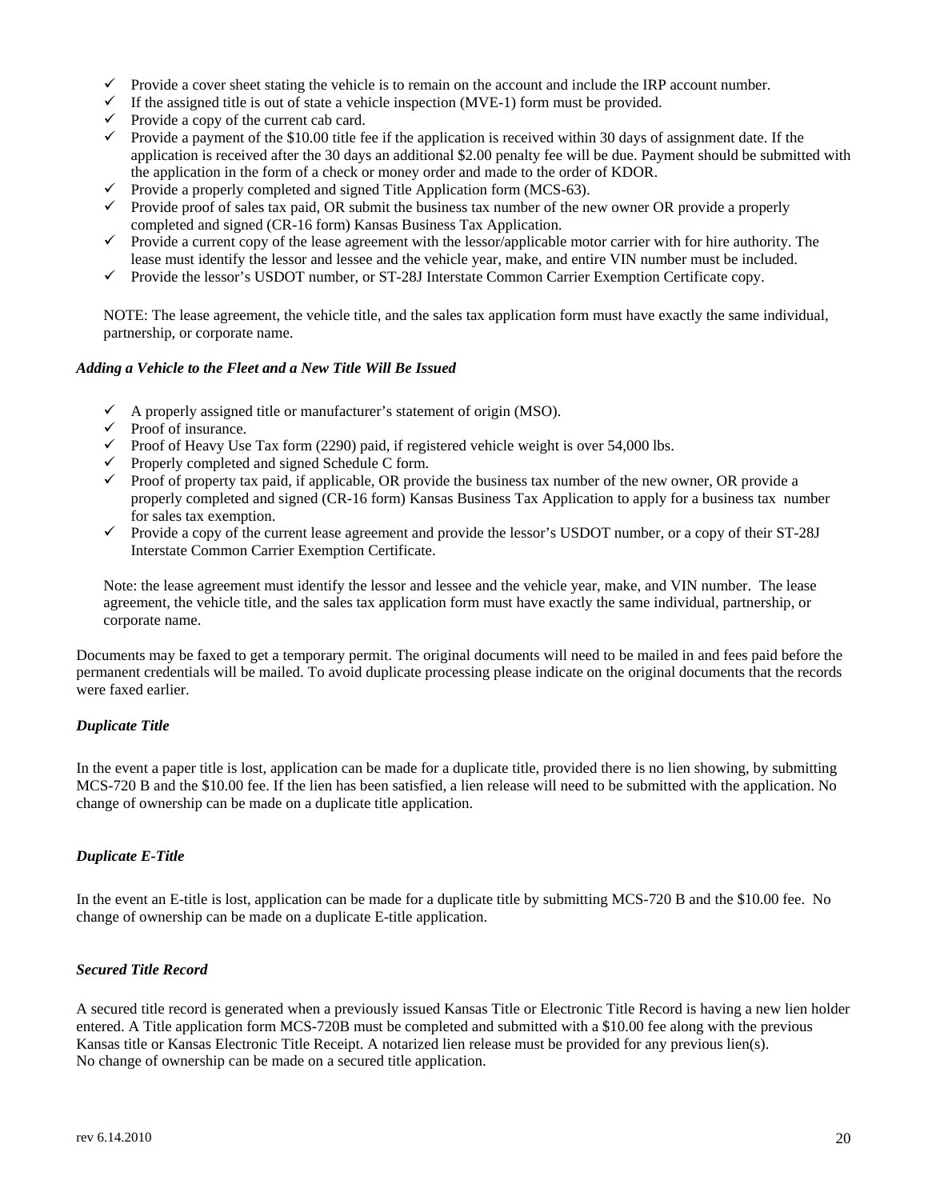- ✓ Provide a cover sheet stating the vehicle is to remain on the account and include the IRP account number.
- ✓ If the assigned title is out of state a vehicle inspection (MVE-1) form must be provided.
- ✓ Provide a copy of the current cab card.
- ✓ Provide a payment of the $10.00 title fee if the application is received within 30 days of assignment date. If the application is received after the 30 days an additional $2.00 penalty fee will be due. Payment should be submitted with the application in the form of a check or money order and made to the order of KDOR.
- ✓ Provide a properly completed and signed Title Application form (MCS-63).
- ✓ Provide proof of sales tax paid, OR submit the business tax number of the new owner OR provide a properly completed and signed (CR-16 form) Kansas Business Tax Application.
- ✓ Provide a current copy of the lease agreement with the lessor/applicable motor carrier with for hire authority. The lease must identify the lessor and lessee and the vehicle year, make, and entire VIN number must be included.
- ✓ Provide the lessor's USDOT number, or ST-28J Interstate Common Carrier Exemption Certificate copy.

NOTE: The lease agreement, the vehicle title, and the sales tax application form must have exactly the same individual, partnership, or corporate name.

***Adding a Vehicle to the Fleet and a New Title Will Be Issued***

- ✓ A properly assigned title or manufacturer's statement of origin (MSO).
- ✓ Proof of insurance.
- ✓ Proof of Heavy Use Tax form (2290) paid, if registered vehicle weight is over 54,000 lbs.
- ✓ Properly completed and signed Schedule C form.
- ✓ Proof of property tax paid, if applicable, OR provide the business tax number of the new owner, OR provide a properly completed and signed (CR-16 form) Kansas Business Tax Application to apply for a business tax number for sales tax exemption.
- ✓ Provide a copy of the current lease agreement and provide the lessor's USDOT number, or a copy of their ST-28J Interstate Common Carrier Exemption Certificate.

Note: the lease agreement must identify the lessor and lessee and the vehicle year, make, and VIN number. The lease agreement, the vehicle title, and the sales tax application form must have exactly the same individual, partnership, or corporate name.

Documents may be faxed to get a temporary permit. The original documents will need to be mailed in and fees paid before the permanent credentials will be mailed. To avoid duplicate processing please indicate on the original documents that the records were faxed earlier.

***Duplicate Title***

In the event a paper title is lost, application can be made for a duplicate title, provided there is no lien showing, by submitting MCS-720 B and the $10.00 fee. If the lien has been satisfied, a lien release will need to be submitted with the application. No change of ownership can be made on a duplicate title application.

***Duplicate E-Title***

In the event an E-title is lost, application can be made for a duplicate title by submitting MCS-720 B and the $10.00 fee. No change of ownership can be made on a duplicate E-title application.

***Secured Title Record***

A secured title record is generated when a previously issued Kansas Title or Electronic Title Record is having a new lien holder entered. A Title application form MCS-720B must be completed and submitted with a $10.00 fee along with the previous Kansas title or Kansas Electronic Title Receipt. A notarized lien release must be provided for any previous lien(s). No change of ownership can be made on a secured title application.

rev 6.14.2010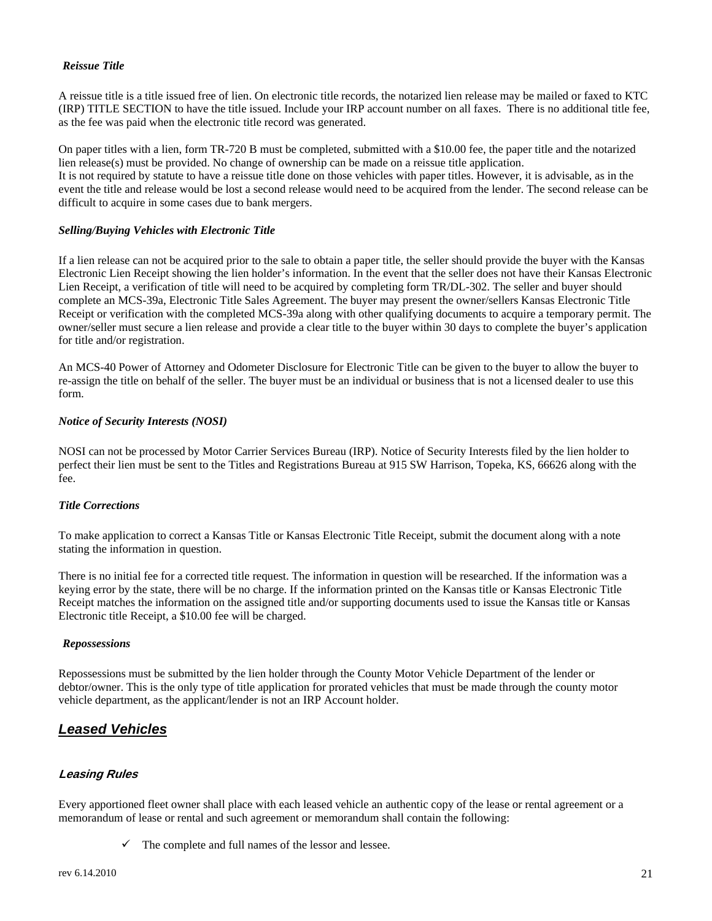***Reissue Title***

A reissue title is a title issued free of lien. On electronic title records, the notarized lien release may be mailed or faxed to KTC (IRP) TITLE SECTION to have the title issued. Include your IRP account number on all faxes. There is no additional title fee, as the fee was paid when the electronic title record was generated.

On paper titles with a lien, form TR-720 B must be completed, submitted with a $10.00 fee, the paper title and the notarized lien release(s) must be provided. No change of ownership can be made on a reissue title application.
It is not required by statute to have a reissue title done on those vehicles with paper titles. However, it is advisable, as in the event the title and release would be lost a second release would need to be acquired from the lender. The second release can be difficult to acquire in some cases due to bank mergers.

***Selling/Buying Vehicles with Electronic Title***

If a lien release can not be acquired prior to the sale to obtain a paper title, the seller should provide the buyer with the Kansas Electronic Lien Receipt showing the lien holder's information. In the event that the seller does not have their Kansas Electronic Lien Receipt, a verification of title will need to be acquired by completing form TR/DL-302. The seller and buyer should complete an MCS-39a, Electronic Title Sales Agreement. The buyer may present the owner/sellers Kansas Electronic Title Receipt or verification with the completed MCS-39a along with other qualifying documents to acquire a temporary permit. The owner/seller must secure a lien release and provide a clear title to the buyer within 30 days to complete the buyer's application for title and/or registration.

An MCS-40 Power of Attorney and Odometer Disclosure for Electronic Title can be given to the buyer to allow the buyer to re-assign the title on behalf of the seller. The buyer must be an individual or business that is not a licensed dealer to use this form.

***Notice of Security Interests (NOSI)***

NOSI can not be processed by Motor Carrier Services Bureau (IRP). Notice of Security Interests filed by the lien holder to perfect their lien must be sent to the Titles and Registrations Bureau at 915 SW Harrison, Topeka, KS, 66626 along with the fee.

***Title Corrections***

To make application to correct a Kansas Title or Kansas Electronic Title Receipt, submit the document along with a note stating the information in question.

There is no initial fee for a corrected title request. The information in question will be researched. If the information was a keying error by the state, there will be no charge. If the information printed on the Kansas title or Kansas Electronic Title Receipt matches the information on the assigned title and/or supporting documents used to issue the Kansas title or Kansas Electronic title Receipt, a $10.00 fee will be charged.

***Repossessions***

Repossessions must be submitted by the lien holder through the County Motor Vehicle Department of the lender or debtor/owner. This is the only type of title application for prorated vehicles that must be made through the county motor vehicle department, as the applicant/lender is not an IRP Account holder.

## ***Leased Vehicles***

### ***Leasing Rules***

Every apportioned fleet owner shall place with each leased vehicle an authentic copy of the lease or rental agreement or a memorandum of lease or rental and such agreement or memorandum shall contain the following:

- ✓ The complete and full names of the lessor and lessee.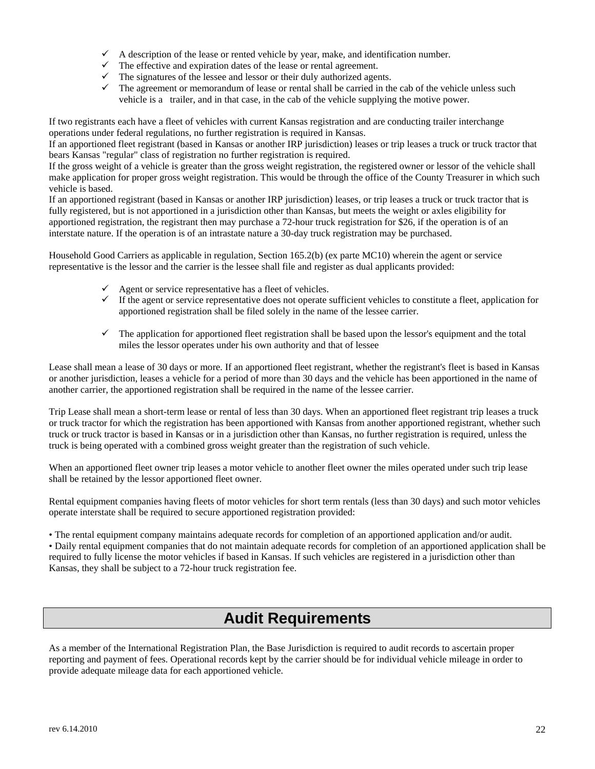- ✓ A description of the lease or rented vehicle by year, make, and identification number.
- ✓ The effective and expiration dates of the lease or rental agreement.
- ✓ The signatures of the lessee and lessor or their duly authorized agents.
- ✓ The agreement or memorandum of lease or rental shall be carried in the cab of the vehicle unless such vehicle is a trailer, and in that case, in the cab of the vehicle supplying the motive power.

If two registrants each have a fleet of vehicles with current Kansas registration and are conducting trailer interchange operations under federal regulations, no further registration is required in Kansas.
If an apportioned fleet registrant (based in Kansas or another IRP jurisdiction) leases or trip leases a truck or truck tractor that bears Kansas "regular" class of registration no further registration is required.
If the gross weight of a vehicle is greater than the gross weight registration, the registered owner or lessor of the vehicle shall make application for proper gross weight registration. This would be through the office of the County Treasurer in which such vehicle is based.
If an apportioned registrant (based in Kansas or another IRP jurisdiction) leases, or trip leases a truck or truck tractor that is fully registered, but is not apportioned in a jurisdiction other than Kansas, but meets the weight or axles eligibility for apportioned registration, the registrant then may purchase a 72-hour truck registration for $26, if the operation is of an interstate nature. If the operation is of an intrastate nature a 30-day truck registration may be purchased.

Household Good Carriers as applicable in regulation, Section 165.2(b) (ex parte MC10) wherein the agent or service representative is the lessor and the carrier is the lessee shall file and register as dual applicants provided:

- ✓ Agent or service representative has a fleet of vehicles.
- ✓ If the agent or service representative does not operate sufficient vehicles to constitute a fleet, application for apportioned registration shall be filed solely in the name of the lessee carrier.
- ✓ The application for apportioned fleet registration shall be based upon the lessor's equipment and the total miles the lessor operates under his own authority and that of lessee

Lease shall mean a lease of 30 days or more. If an apportioned fleet registrant, whether the registrant's fleet is based in Kansas or another jurisdiction, leases a vehicle for a period of more than 30 days and the vehicle has been apportioned in the name of another carrier, the apportioned registration shall be required in the name of the lessee carrier.

Trip Lease shall mean a short-term lease or rental of less than 30 days. When an apportioned fleet registrant trip leases a truck or truck tractor for which the registration has been apportioned with Kansas from another apportioned registrant, whether such truck or truck tractor is based in Kansas or in a jurisdiction other than Kansas, no further registration is required, unless the truck is being operated with a combined gross weight greater than the registration of such vehicle.

When an apportioned fleet owner trip leases a motor vehicle to another fleet owner the miles operated under such trip lease shall be retained by the lessor apportioned fleet owner.

Rental equipment companies having fleets of motor vehicles for short term rentals (less than 30 days) and such motor vehicles operate interstate shall be required to secure apportioned registration provided:

- The rental equipment company maintains adequate records for completion of an apportioned application and/or audit.
- Daily rental equipment companies that do not maintain adequate records for completion of an apportioned application shall be required to fully license the motor vehicles if based in Kansas. If such vehicles are registered in a jurisdiction other than Kansas, they shall be subject to a 72-hour truck registration fee.

## Audit Requirements

As a member of the International Registration Plan, the Base Jurisdiction is required to audit records to ascertain proper reporting and payment of fees. Operational records kept by the carrier should be for individual vehicle mileage in order to provide adequate mileage data for each apportioned vehicle.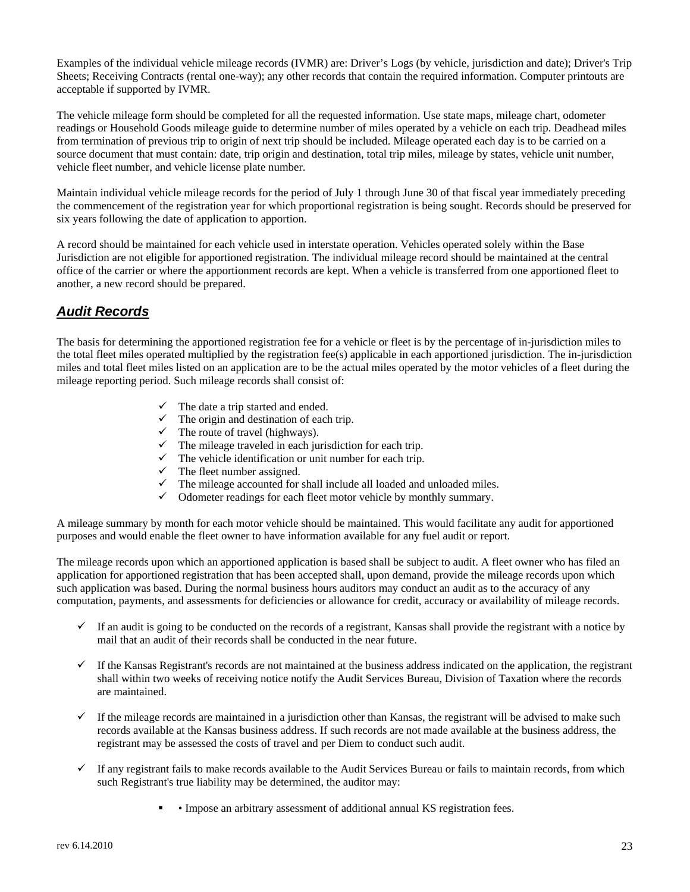Examples of the individual vehicle mileage records (IVMR) are: Driver's Logs (by vehicle, jurisdiction and date); Driver's Trip Sheets; Receiving Contracts (rental one-way); any other records that contain the required information. Computer printouts are acceptable if supported by IVMR.

The vehicle mileage form should be completed for all the requested information. Use state maps, mileage chart, odometer readings or Household Goods mileage guide to determine number of miles operated by a vehicle on each trip. Deadhead miles from termination of previous trip to origin of next trip should be included. Mileage operated each day is to be carried on a source document that must contain: date, trip origin and destination, total trip miles, mileage by states, vehicle unit number, vehicle fleet number, and vehicle license plate number.

Maintain individual vehicle mileage records for the period of July 1 through June 30 of that fiscal year immediately preceding the commencement of the registration year for which proportional registration is being sought. Records should be preserved for six years following the date of application to apportion.

A record should be maintained for each vehicle used in interstate operation. Vehicles operated solely within the Base Jurisdiction are not eligible for apportioned registration. The individual mileage record should be maintained at the central office of the carrier or where the apportionment records are kept. When a vehicle is transferred from one apportioned fleet to another, a new record should be prepared.

## ***Audit Records***

The basis for determining the apportioned registration fee for a vehicle or fleet is by the percentage of in-jurisdiction miles to the total fleet miles operated multiplied by the registration fee(s) applicable in each apportioned jurisdiction. The in-jurisdiction miles and total fleet miles listed on an application are to be the actual miles operated by the motor vehicles of a fleet during the mileage reporting period. Such mileage records shall consist of:

- ✓ The date a trip started and ended.
- ✓ The origin and destination of each trip.
- ✓ The route of travel (highways).
- ✓ The mileage traveled in each jurisdiction for each trip.
- ✓ The vehicle identification or unit number for each trip.
- ✓ The fleet number assigned.
- ✓ The mileage accounted for shall include all loaded and unloaded miles.
- ✓ Odometer readings for each fleet motor vehicle by monthly summary.

A mileage summary by month for each motor vehicle should be maintained. This would facilitate any audit for apportioned purposes and would enable the fleet owner to have information available for any fuel audit or report.

The mileage records upon which an apportioned application is based shall be subject to audit. A fleet owner who has filed an application for apportioned registration that has been accepted shall, upon demand, provide the mileage records upon which such application was based. During the normal business hours auditors may conduct an audit as to the accuracy of any computation, payments, and assessments for deficiencies or allowance for credit, accuracy or availability of mileage records.

- ✓ If an audit is going to be conducted on the records of a registrant, Kansas shall provide the registrant with a notice by mail that an audit of their records shall be conducted in the near future.
- ✓ If the Kansas Registrant's records are not maintained at the business address indicated on the application, the registrant shall within two weeks of receiving notice notify the Audit Services Bureau, Division of Taxation where the records are maintained.
- ✓ If the mileage records are maintained in a jurisdiction other than Kansas, the registrant will be advised to make such records available at the Kansas business address. If such records are not made available at the business address, the registrant may be assessed the costs of travel and per Diem to conduct such audit.
- ✓ If any registrant fails to make records available to the Audit Services Bureau or fails to maintain records, from which such Registrant's true liability may be determined, the auditor may:
    - • Impose an arbitrary assessment of additional annual KS registration fees.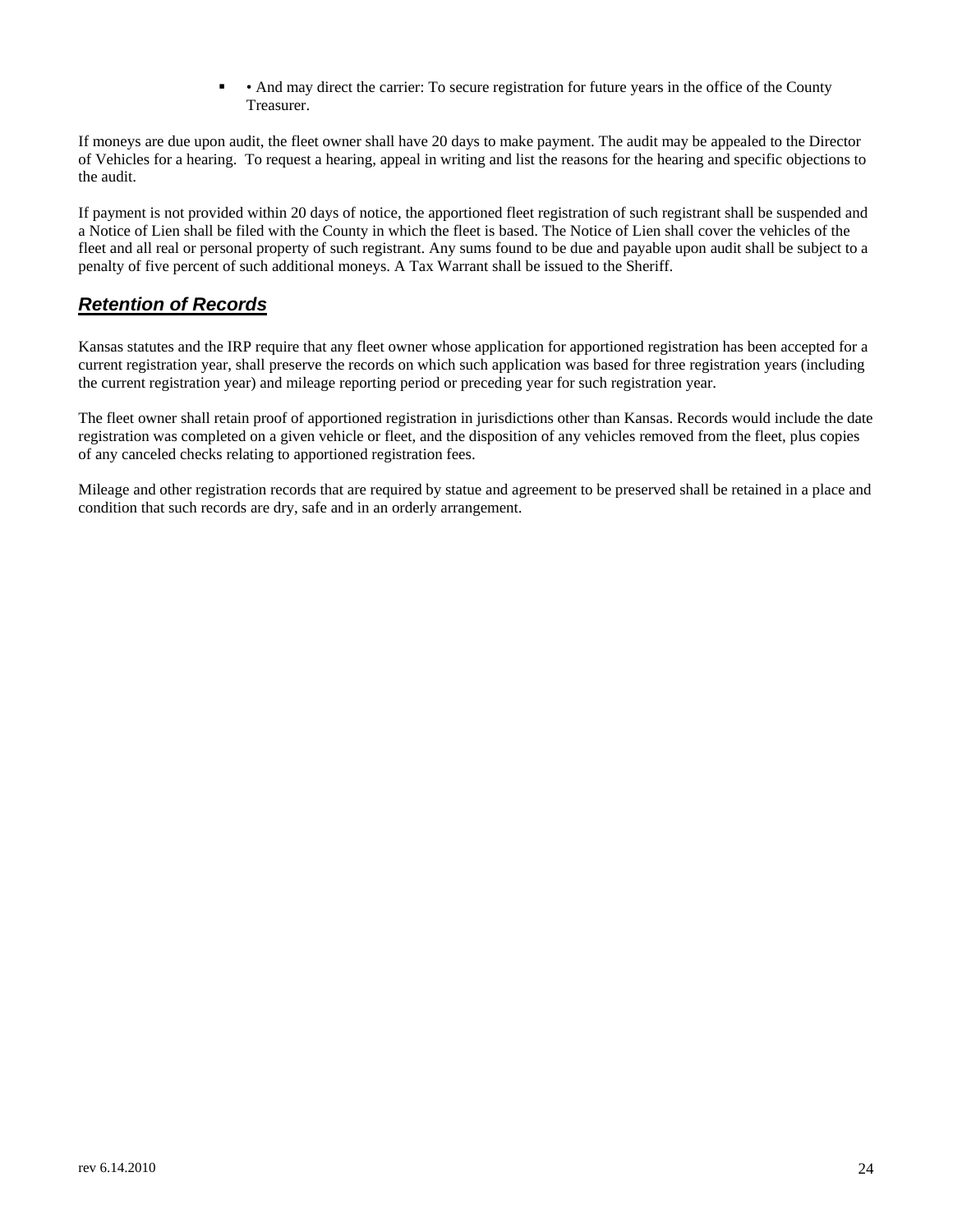- • And may direct the carrier: To secure registration for future years in the office of the County Treasurer.

If moneys are due upon audit, the fleet owner shall have 20 days to make payment. The audit may be appealed to the Director of Vehicles for a hearing. To request a hearing, appeal in writing and list the reasons for the hearing and specific objections to the audit.

If payment is not provided within 20 days of notice, the apportioned fleet registration of such registrant shall be suspended and a Notice of Lien shall be filed with the County in which the fleet is based. The Notice of Lien shall cover the vehicles of the fleet and all real or personal property of such registrant. Any sums found to be due and payable upon audit shall be subject to a penalty of five percent of such additional moneys. A Tax Warrant shall be issued to the Sheriff.

## ***Retention of Records***

Kansas statutes and the IRP require that any fleet owner whose application for apportioned registration has been accepted for a current registration year, shall preserve the records on which such application was based for three registration years (including the current registration year) and mileage reporting period or preceding year for such registration year.

The fleet owner shall retain proof of apportioned registration in jurisdictions other than Kansas. Records would include the date registration was completed on a given vehicle or fleet, and the disposition of any vehicles removed from the fleet, plus copies of any canceled checks relating to apportioned registration fees.

Mileage and other registration records that are required by statue and agreement to be preserved shall be retained in a place and condition that such records are dry, safe and in an orderly arrangement.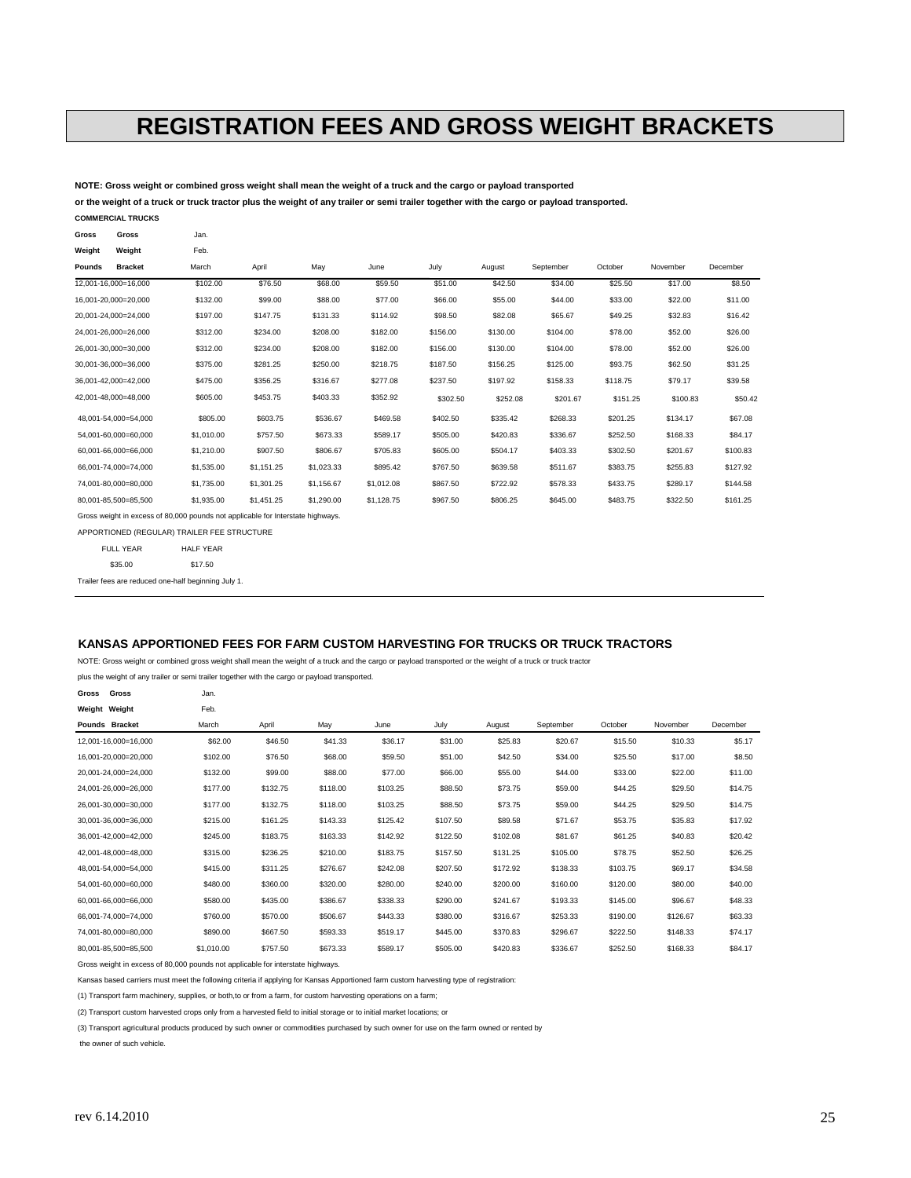# REGISTRATION FEES AND GROSS WEIGHT BRACKETS

**NOTE: Gross weight or combined gross weight shall mean the weight of a truck and the cargo or payload transported or the weight of a truck or truck tractor plus the weight of any trailer or semi trailer together with the cargo or payload transported.**

**COMMERCIAL TRUCKS**

| Gross Weight Pounds | Gross Weight Bracket | Jan. Feb. March | April | May | June | July | August | September | October | November | December |
|---|---|---|---|---|---|---|---|---|---|---|---|
| 12,001-16,000=16,000 | | $102.00 | $76.50 | $68.00 | $59.50 | $51.00 | $42.50 | $34.00 | $25.50 | $17.00 | $8.50 |
| 16,001-20,000=20,000 | | $132.00 | $99.00 | $88.00 | $77.00 | $66.00 | $55.00 | $44.00 | $33.00 | $22.00 | $11.00 |
| 20,001-24,000=24,000 | | $197.00 | $147.75 | $131.33 | $114.92 | $98.50 | $82.08 | $65.67 | $49.25 | $32.83 | $16.42 |
| 24,001-26,000=26,000 | | $312.00 | $234.00 | $208.00 | $182.00 | $156.00 | $130.00 | $104.00 | $78.00 | $52.00 | $26.00 |
| 26,001-30,000=30,000 | | $312.00 | $234.00 | $208.00 | $182.00 | $156.00 | $130.00 | $104.00 | $78.00 | $52.00 | $26.00 |
| 30,001-36,000=36,000 | | $375.00 | $281.25 | $250.00 | $218.75 | $187.50 | $156.25 | $125.00 | $93.75 | $62.50 | $31.25 |
| 36,001-42,000=42,000 | | $475.00 | $356.25 | $316.67 | $277.08 | $237.50 | $197.92 | $158.33 | $118.75 | $79.17 | $39.58 |
| 42,001-48,000=48,000 | | $605.00 | $453.75 | $403.33 | $352.92 | $302.50 | $252.08 | $201.67 | $151.25 | $100.83 | $50.42 |
| 48,001-54,000=54,000 | | $805.00 | $603.75 | $536.67 | $469.58 | $402.50 | $335.42 | $268.33 | $201.25 | $134.17 | $67.08 |
| 54,001-60,000=60,000 | | $1,010.00 | $757.50 | $673.33 | $589.17 | $505.00 | $420.83 | $336.67 | $252.50 | $168.33 | $84.17 |
| 60,001-66,000=66,000 | | $1,210.00 | $907.50 | $806.67 | $705.83 | $605.00 | $504.17 | $403.33 | $302.50 | $201.67 | $100.83 |
| 66,001-74,000=74,000 | | $1,535.00 | $1,151.25 | $1,023.33 | $895.42 | $767.50 | $639.58 | $511.67 | $383.75 | $255.83 | $127.92 |
| 74,001-80,000=80,000 | | $1,735.00 | $1,301.25 | $1,156.67 | $1,012.08 | $867.50 | $722.92 | $578.33 | $433.75 | $289.17 | $144.58 |
| 80,001-85,500=85,500 | | $1,935.00 | $1,451.25 | $1,290.00 | $1,128.75 | $967.50 | $806.25 | $645.00 | $483.75 | $322.50 | $161.25 |

Gross weight in excess of 80,000 pounds not applicable for Interstate highways.

APPORTIONED (REGULAR) TRAILER FEE STRUCTURE

| FULL YEAR | HALF YEAR |
|---|---|
| $35.00 | $17.50 |

Trailer fees are reduced one-half beginning July 1.

## KANSAS APPORTIONED FEES FOR FARM CUSTOM HARVESTING FOR TRUCKS OR TRUCK TRACTORS

NOTE: Gross weight or combined gross weight shall mean the weight of a truck and the cargo or payload transported or the weight of a truck or truck tractor plus the weight of any trailer or semi trailer together with the cargo or payload transported.

| Gross Weight Pounds | Gross Weight Bracket | Jan. Feb. March | April | May | June | July | August | September | October | November | December |
|---|---|---|---|---|---|---|---|---|---|---|---|
| 12,001-16,000=16,000 | | $62.00 | $46.50 | $41.33 | $36.17 | $31.00 | $25.83 | $20.67 | $15.50 | $10.33 | $5.17 |
| 16,001-20,000=20,000 | | $102.00 | $76.50 | $68.00 | $59.50 | $51.00 | $42.50 | $34.00 | $25.50 | $17.00 | $8.50 |
| 20,001-24,000=24,000 | | $132.00 | $99.00 | $88.00 | $77.00 | $66.00 | $55.00 | $44.00 | $33.00 | $22.00 | $11.00 |
| 24,001-26,000=26,000 | | $177.00 | $132.75 | $118.00 | $103.25 | $88.50 | $73.75 | $59.00 | $44.25 | $29.50 | $14.75 |
| 26,001-30,000=30,000 | | $177.00 | $132.75 | $118.00 | $103.25 | $88.50 | $73.75 | $59.00 | $44.25 | $29.50 | $14.75 |
| 30,001-36,000=36,000 | | $215.00 | $161.25 | $143.33 | $125.42 | $107.50 | $89.58 | $71.67 | $53.75 | $35.83 | $17.92 |
| 36,001-42,000=42,000 | | $245.00 | $183.75 | $163.33 | $142.92 | $122.50 | $102.08 | $81.67 | $61.25 | $40.83 | $20.42 |
| 42,001-48,000=48,000 | | $315.00 | $236.25 | $210.00 | $183.75 | $157.50 | $131.25 | $105.00 | $78.75 | $52.50 | $26.25 |
| 48,001-54,000=54,000 | | $415.00 | $311.25 | $276.67 | $242.08 | $207.50 | $172.92 | $138.33 | $103.75 | $69.17 | $34.58 |
| 54,001-60,000=60,000 | | $480.00 | $360.00 | $320.00 | $280.00 | $240.00 | $200.00 | $160.00 | $120.00 | $80.00 | $40.00 |
| 60,001-66,000=66,000 | | $580.00 | $435.00 | $386.67 | $338.33 | $290.00 | $241.67 | $193.33 | $145.00 | $96.67 | $48.33 |
| 66,001-74,000=74,000 | | $760.00 | $570.00 | $506.67 | $443.33 | $380.00 | $316.67 | $253.33 | $190.00 | $126.67 | $63.33 |
| 74,001-80,000=80,000 | | $890.00 | $667.50 | $593.33 | $519.17 | $445.00 | $370.83 | $296.67 | $222.50 | $148.33 | $74.17 |
| 80,001-85,500=85,500 | | $1,010.00 | $757.50 | $673.33 | $589.17 | $505.00 | $420.83 | $336.67 | $252.50 | $168.33 | $84.17 |

Gross weight in excess of 80,000 pounds not applicable for interstate highways.

Kansas based carriers must meet the following criteria if applying for Kansas Apportioned farm custom harvesting type of registration:

(1) Transport farm machinery, supplies, or both,to or from a farm, for custom harvesting operations on a farm;

(2) Transport custom harvested crops only from a harvested field to initial storage or to initial market locations; or

(3) Transport agricultural products produced by such owner or commodities purchased by such owner for use on the farm owned or rented by the owner of such vehicle.

rev 6.14.2010